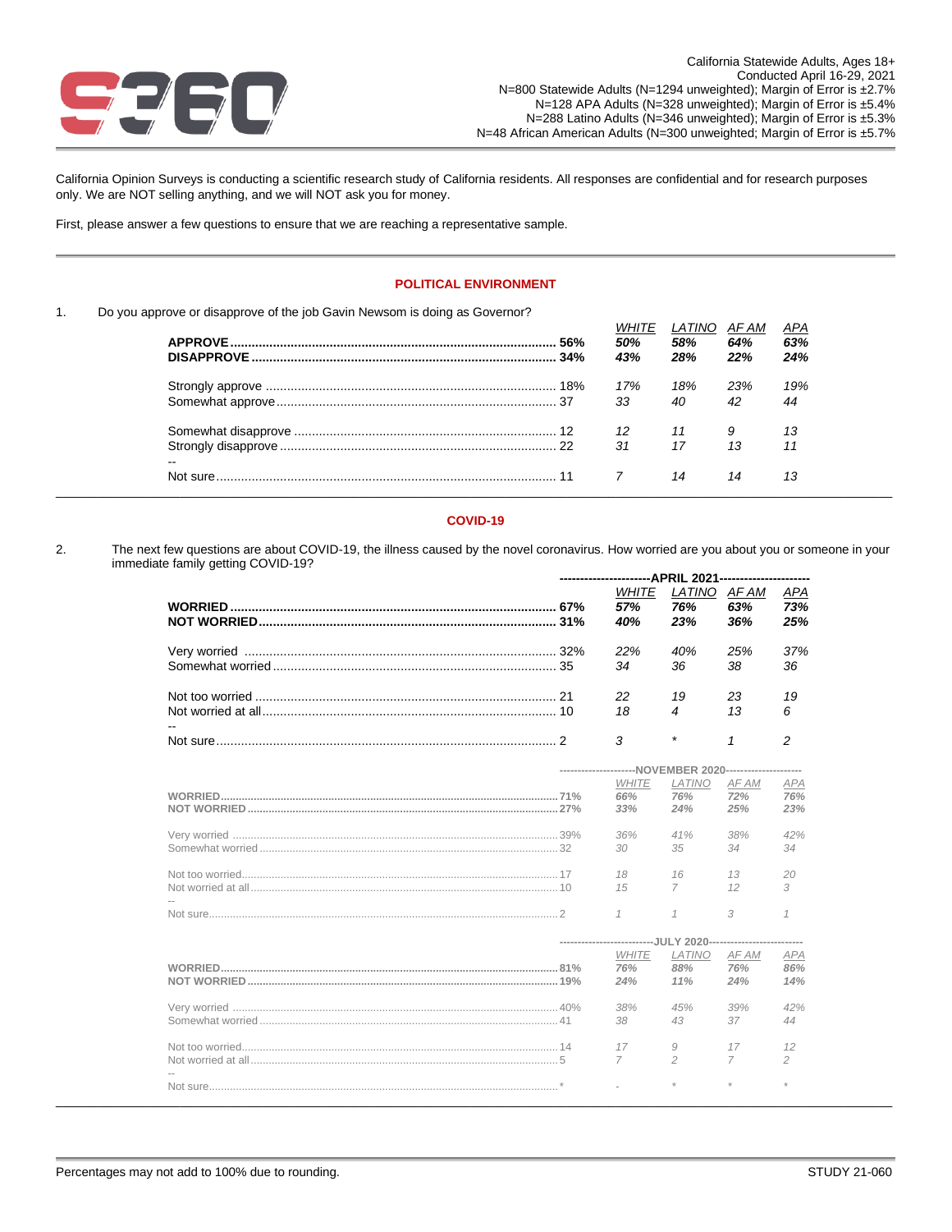California Statewide Adults, Ages 18+
Conducted April 16-29, 2021
N=800 Statewide Adults (N=1294 unweighted); Margin of Error is ±2.7%
N=128 APA Adults (N=328 unweighted); Margin of Error is ±5.4%
N=288 Latino Adults (N=346 unweighted); Margin of Error is ±5.3%
N=48 African American Adults (N=300 unweighted; Margin of Error is ±5.7%

California Opinion Surveys is conducting a scientific research study of California residents. All responses are confidential and for research purposes only. We are NOT selling anything, and we will NOT ask you for money.

First, please answer a few questions to ensure that we are reaching a representative sample.

## POLITICAL ENVIRONMENT

1. Do you approve or disapprove of the job Gavin Newsom is doing as Governor?

| | Total | WHITE | LATINO | AF AM | APA |
|---|---|---|---|---|---|
| **APPROVE** | **56%** | *50%* | *58%* | *64%* | *63%* |
| **DISAPPROVE** | **34%** | *43%* | *28%* | *22%* | *24%* |
| Strongly approve | 18% | 17% | 18% | 23% | 19% |
| Somewhat approve | 37 | 33 | 40 | 42 | 44 |
| Somewhat disapprove | 12 | 12 | 11 | 9 | 13 |
| Strongly disapprove | 22 | 31 | 17 | 13 | 11 |
| -- | | | | | |
| Not sure | 11 | 7 | 14 | 14 | 13 |

## COVID-19

2. The next few questions are about COVID-19, the illness caused by the novel coronavirus. How worried are you about you or someone in your immediate family getting COVID-19?

| | Total | APRIL 2021 | | | |
|---|---|---|---|---|---|
| | | WHITE | LATINO | AF AM | APA |
| **WORRIED** | **67%** | *57%* | *76%* | *63%* | *73%* |
| **NOT WORRIED** | **31%** | *40%* | *23%* | *36%* | *25%* |
| Very worried | 32% | 22% | 40% | 25% | 37% |
| Somewhat worried | 35 | 34 | 36 | 38 | 36 |
| Not too worried | 21 | 22 | 19 | 23 | 19 |
| Not worried at all | 10 | 18 | 4 | 13 | 6 |
| -- | | | | | |
| Not sure | 2 | 3 | * | 1 | 2 |

| | Total | NOVEMBER 2020 | | | |
|---|---|---|---|---|---|
| | | WHITE | LATINO | AF AM | APA |
| **WORRIED** | **71%** | *66%* | *76%* | *72%* | *76%* |
| **NOT WORRIED** | **27%** | *33%* | *24%* | *25%* | *23%* |
| Very worried | 39% | 36% | 41% | 38% | 42% |
| Somewhat worried | 32 | 30 | 35 | 34 | 34 |
| Not too worried | 17 | 18 | 16 | 13 | 20 |
| Not worried at all | 10 | 15 | 7 | 12 | 3 |
| -- | | | | | |
| Not sure | 2 | 1 | 1 | 3 | 1 |

| | Total | JULY 2020 | | | |
|---|---|---|---|---|---|
| | | WHITE | LATINO | AF AM | APA |
| **WORRIED** | **81%** | *76%* | *88%* | *76%* | *86%* |
| **NOT WORRIED** | **19%** | *24%* | *11%* | *24%* | *14%* |
| Very worried | 40% | 38% | 45% | 39% | 42% |
| Somewhat worried | 41 | 38 | 43 | 37 | 44 |
| Not too worried | 14 | 17 | 9 | 17 | 12 |
| Not worried at all | 5 | 7 | 2 | 7 | 2 |
| -- | | | | | |
| Not sure | * | - | * | * | * |

Percentages may not add to 100% due to rounding.

STUDY 21-060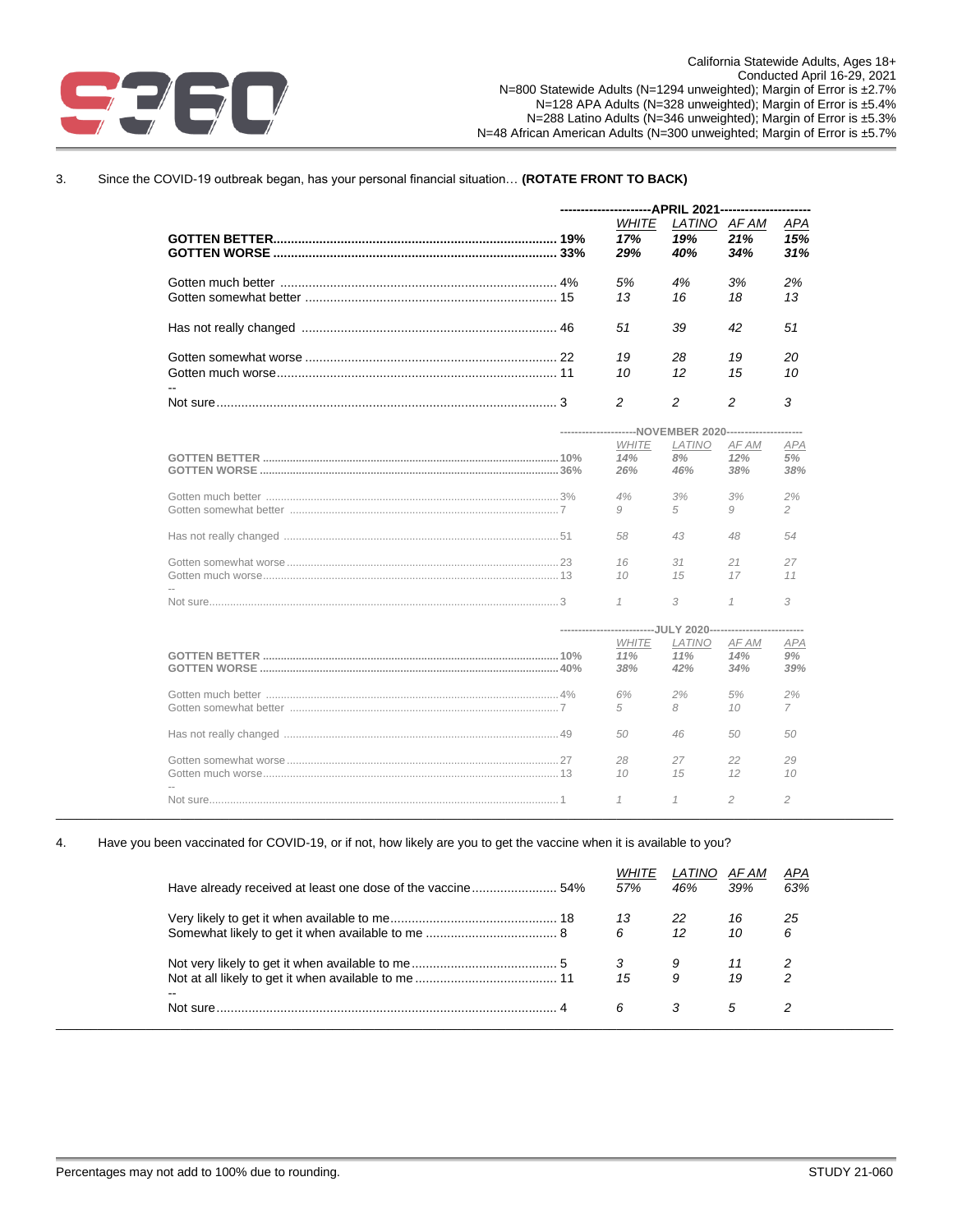California Statewide Adults, Ages 18+
Conducted April 16-29, 2021
N=800 Statewide Adults (N=1294 unweighted); Margin of Error is ±2.7%
N=128 APA Adults (N=328 unweighted); Margin of Error is ±5.4%
N=288 Latino Adults (N=346 unweighted); Margin of Error is ±5.3%
N=48 African American Adults (N=300 unweighted; Margin of Error is ±5.7%

3. Since the COVID-19 outbreak began, has your personal financial situation… **(ROTATE FRONT TO BACK)**

| APRIL 2021 | Total | WHITE | LATINO | AF AM | APA |
|---|---|---|---|---|---|
| **GOTTEN BETTER** | **19%** | *17%* | *19%* | *21%* | *15%* |
| **GOTTEN WORSE** | **33%** | *29%* | *40%* | *34%* | *31%* |
| Gotten much better | 4% | 5% | 4% | 3% | 2% |
| Gotten somewhat better | 15 | 13 | 16 | 18 | 13 |
| Has not really changed | 46 | 51 | 39 | 42 | 51 |
| Gotten somewhat worse | 22 | 19 | 28 | 19 | 20 |
| Gotten much worse | 11 | 10 | 12 | 15 | 10 |
| -- | | | | | |
| Not sure | 3 | 2 | 2 | 2 | 3 |

| NOVEMBER 2020 | Total | WHITE | LATINO | AF AM | APA |
|---|---|---|---|---|---|
| **GOTTEN BETTER** | **10%** | *14%* | *8%* | *12%* | *5%* |
| **GOTTEN WORSE** | **36%** | *26%* | *46%* | *38%* | *38%* |
| Gotten much better | 3% | 4% | 3% | 3% | 2% |
| Gotten somewhat better | 7 | 9 | 5 | 9 | 2 |
| Has not really changed | 51 | 58 | 43 | 48 | 54 |
| Gotten somewhat worse | 23 | 16 | 31 | 21 | 27 |
| Gotten much worse | 13 | 10 | 15 | 17 | 11 |
| -- | | | | | |
| Not sure | 3 | 1 | 3 | 1 | 3 |

| JULY 2020 | Total | WHITE | LATINO | AF AM | APA |
|---|---|---|---|---|---|
| **GOTTEN BETTER** | **10%** | *11%* | *11%* | *14%* | *9%* |
| **GOTTEN WORSE** | **40%** | *38%* | *42%* | *34%* | *39%* |
| Gotten much better | 4% | 6% | 2% | 5% | 2% |
| Gotten somewhat better | 7 | 5 | 8 | 10 | 7 |
| Has not really changed | 49 | 50 | 46 | 50 | 50 |
| Gotten somewhat worse | 27 | 28 | 27 | 22 | 29 |
| Gotten much worse | 13 | 10 | 15 | 12 | 10 |
| -- | | | | | |
| Not sure | 1 | 1 | 1 | 2 | 2 |

4. Have you been vaccinated for COVID-19, or if not, how likely are you to get the vaccine when it is available to you?

| | Total | WHITE | LATINO | AF AM | APA |
|---|---|---|---|---|---|
| Have already received at least one dose of the vaccine | 54% | 57% | 46% | 39% | 63% |
| Very likely to get it when available to me | 18 | 13 | 22 | 16 | 25 |
| Somewhat likely to get it when available to me | 8 | 6 | 12 | 10 | 6 |
| Not very likely to get it when available to me | 5 | 3 | 9 | 11 | 2 |
| Not at all likely to get it when available to me | 11 | 15 | 9 | 19 | 2 |
| -- | | | | | |
| Not sure | 4 | 6 | 3 | 5 | 2 |

Percentages may not add to 100% due to rounding.

STUDY 21-060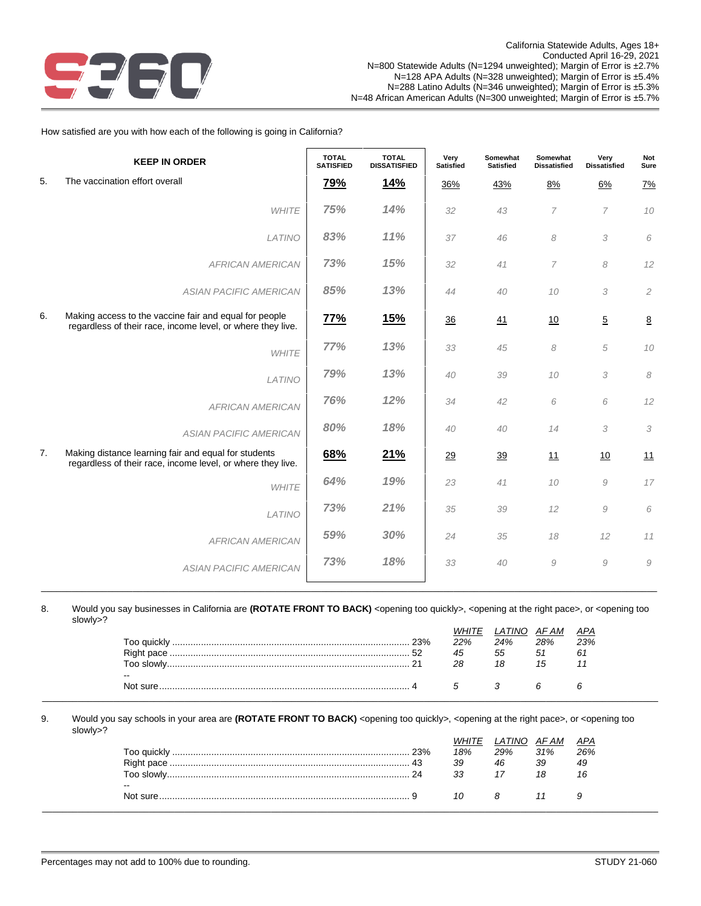California Statewide Adults, Ages 18+
Conducted April 16-29, 2021
N=800 Statewide Adults (N=1294 unweighted); Margin of Error is ±2.7%
N=128 APA Adults (N=328 unweighted); Margin of Error is ±5.4%
N=288 Latino Adults (N=346 unweighted); Margin of Error is ±5.3%
N=48 African American Adults (N=300 unweighted; Margin of Error is ±5.7%

How satisfied are you with how each of the following is going in California?

| | KEEP IN ORDER | TOTAL SATISFIED | TOTAL DISSATISFIED | Very Satisfied | Somewhat Satisfied | Somewhat Dissatisfied | Very Dissatisfied | Not Sure |
|---|---|---|---|---|---|---|---|---|
| 5. | The vaccination effort overall | **79%** | **14%** | 36% | 43% | 8% | 6% | 7% |
| | *WHITE* | *75%* | *14%* | *32* | *43* | *7* | *7* | *10* |
| | *LATINO* | *83%* | *11%* | *37* | *46* | *8* | *3* | *6* |
| | *AFRICAN AMERICAN* | *73%* | *15%* | *32* | *41* | *7* | *8* | *12* |
| | *ASIAN PACIFIC AMERICAN* | *85%* | *13%* | *44* | *40* | *10* | *3* | *2* |
| 6. | Making access to the vaccine fair and equal for people regardless of their race, income level, or where they live. | **77%** | **15%** | 36 | 41 | 10 | 5 | 8 |
| | *WHITE* | *77%* | *13%* | *33* | *45* | *8* | *5* | *10* |
| | *LATINO* | *79%* | *13%* | *40* | *39* | *10* | *3* | *8* |
| | *AFRICAN AMERICAN* | *76%* | *12%* | *34* | *42* | *6* | *6* | *12* |
| | *ASIAN PACIFIC AMERICAN* | *80%* | *18%* | *40* | *40* | *14* | *3* | *3* |
| 7. | Making distance learning fair and equal for students regardless of their race, income level, or where they live. | **68%** | **21%** | 29 | 39 | 11 | 10 | 11 |
| | *WHITE* | *64%* | *19%* | *23* | *41* | *10* | *9* | *17* |
| | *LATINO* | *73%* | *21%* | *35* | *39* | *12* | *9* | *6* |
| | *AFRICAN AMERICAN* | *59%* | *30%* | *24* | *35* | *18* | *12* | *11* |
| | *ASIAN PACIFIC AMERICAN* | *73%* | *18%* | *33* | *40* | *9* | *9* | *9* |

8. Would you say businesses in California are **(ROTATE FRONT TO BACK)** <opening too quickly>, <opening at the right pace>, or <opening too slowly>?

| | Total | *WHITE* | *LATINO* | *AF AM* | *APA* |
|---|---|---|---|---|---|
| Too quickly | 23% | *22%* | *24%* | *28%* | *23%* |
| Right pace | 52 | *45* | *55* | *51* | *61* |
| Too slowly | 21 | *28* | *18* | *15* | *11* |
| -- | | | | | |
| Not sure | 4 | *5* | *3* | *6* | *6* |

9. Would you say schools in your area are **(ROTATE FRONT TO BACK)** <opening too quickly>, <opening at the right pace>, or <opening too slowly>?

| | Total | *WHITE* | *LATINO* | *AF AM* | *APA* |
|---|---|---|---|---|---|
| Too quickly | 23% | *18%* | *29%* | *31%* | *26%* |
| Right pace | 43 | *39* | *46* | *39* | *49* |
| Too slowly | 24 | *33* | *17* | *18* | *16* |
| -- | | | | | |
| Not sure | 9 | *10* | *8* | *11* | *9* |

Percentages may not add to 100% due to rounding.

STUDY 21-060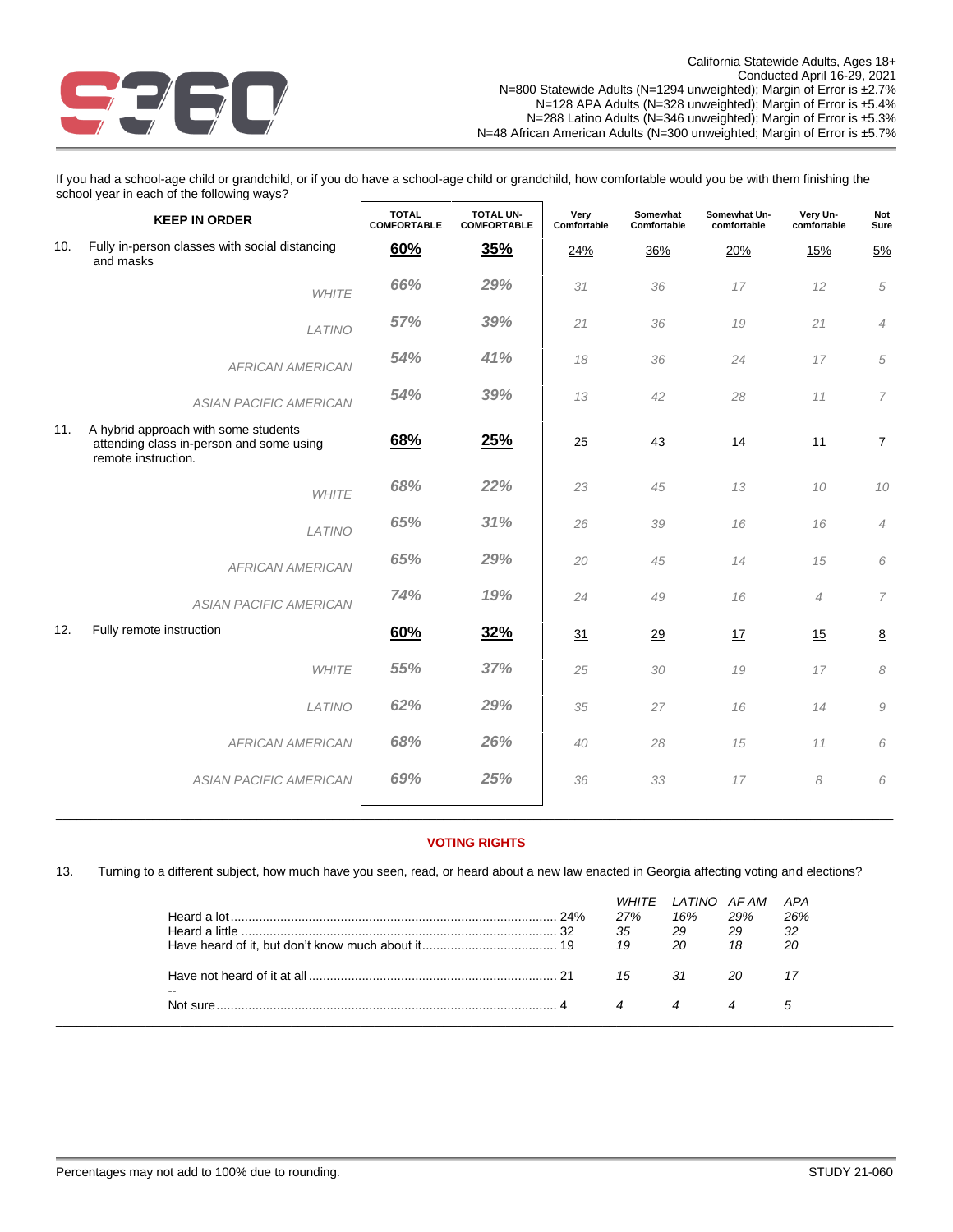California Statewide Adults, Ages 18+
Conducted April 16-29, 2021
N=800 Statewide Adults (N=1294 unweighted); Margin of Error is ±2.7%
N=128 APA Adults (N=328 unweighted); Margin of Error is ±5.4%
N=288 Latino Adults (N=346 unweighted); Margin of Error is ±5.3%
N=48 African American Adults (N=300 unweighted; Margin of Error is ±5.7%

If you had a school-age child or grandchild, or if you do have a school-age child or grandchild, how comfortable would you be with them finishing the school year in each of the following ways?

| KEEP IN ORDER | TOTAL COMFORTABLE | TOTAL UN-COMFORTABLE | Very Comfortable | Somewhat Comfortable | Somewhat Un-comfortable | Very Un-comfortable | Not Sure |
|---|---|---|---|---|---|---|---|
| 10. Fully in-person classes with social distancing and masks | **60%** | **35%** | 24% | 36% | 20% | 15% | 5% |
| *WHITE* | *66%* | *29%* | *31* | *36* | *17* | *12* | *5* |
| *LATINO* | *57%* | *39%* | *21* | *36* | *19* | *21* | *4* |
| *AFRICAN AMERICAN* | *54%* | *41%* | *18* | *36* | *24* | *17* | *5* |
| *ASIAN PACIFIC AMERICAN* | *54%* | *39%* | *13* | *42* | *28* | *11* | *7* |
| 11. A hybrid approach with some students attending class in-person and some using remote instruction. | **68%** | **25%** | 25 | 43 | 14 | 11 | 7 |
| *WHITE* | *68%* | *22%* | *23* | *45* | *13* | *10* | *10* |
| *LATINO* | *65%* | *31%* | *26* | *39* | *16* | *16* | *4* |
| *AFRICAN AMERICAN* | *65%* | *29%* | *20* | *45* | *14* | *15* | *6* |
| *ASIAN PACIFIC AMERICAN* | *74%* | *19%* | *24* | *49* | *16* | *4* | *7* |
| 12. Fully remote instruction | **60%** | **32%** | 31 | 29 | 17 | 15 | 8 |
| *WHITE* | *55%* | *37%* | *25* | *30* | *19* | *17* | *8* |
| *LATINO* | *62%* | *29%* | *35* | *27* | *16* | *14* | *9* |
| *AFRICAN AMERICAN* | *68%* | *26%* | *40* | *28* | *15* | *11* | *6* |
| *ASIAN PACIFIC AMERICAN* | *69%* | *25%* | *36* | *33* | *17* | *8* | *6* |

## VOTING RIGHTS

13. Turning to a different subject, how much have you seen, read, or heard about a new law enacted in Georgia affecting voting and elections?

| | Total | *WHITE* | *LATINO* | *AF AM* | *APA* |
|---|---|---|---|---|---|
| Heard a lot | 24% | *27%* | *16%* | *29%* | *26%* |
| Heard a little | 32 | *35* | *29* | *29* | *32* |
| Have heard of it, but don't know much about it | 19 | *19* | *20* | *18* | *20* |
| Have not heard of it at all | 21 | *15* | *31* | *20* | *17* |
| -- | | | | | |
| Not sure | 4 | *4* | *4* | *4* | *5* |

Percentages may not add to 100% due to rounding.

STUDY 21-060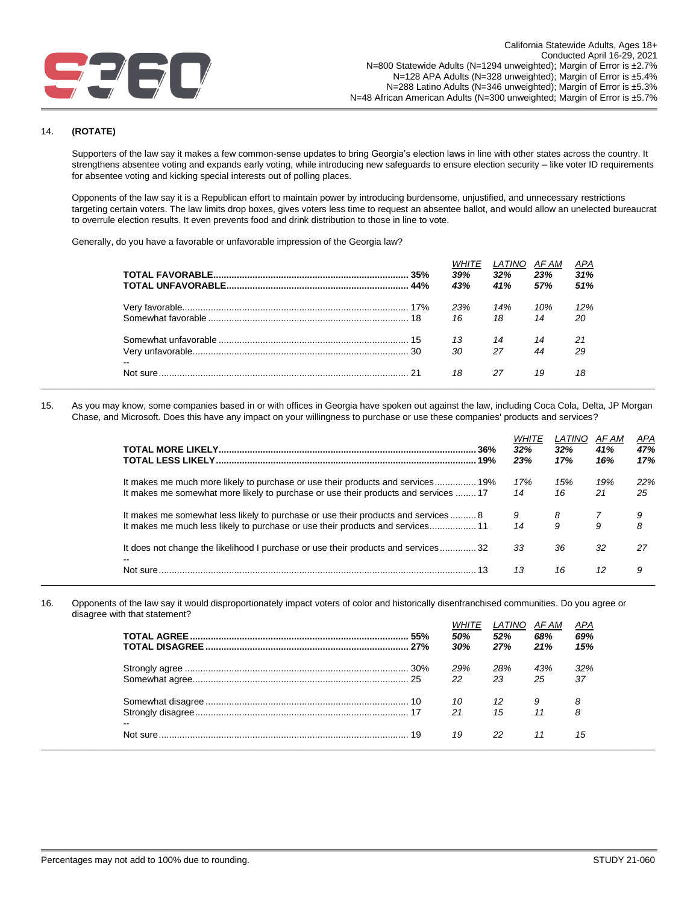California Statewide Adults, Ages 18+
Conducted April 16-29, 2021
N=800 Statewide Adults (N=1294 unweighted); Margin of Error is ±2.7%
N=128 APA Adults (N=328 unweighted); Margin of Error is ±5.4%
N=288 Latino Adults (N=346 unweighted); Margin of Error is ±5.3%
N=48 African American Adults (N=300 unweighted); Margin of Error is ±5.7%

14. **(ROTATE)**

Supporters of the law say it makes a few common-sense updates to bring Georgia's election laws in line with other states across the country. It strengthens absentee voting and expands early voting, while introducing new safeguards to ensure election security – like voter ID requirements for absentee voting and kicking special interests out of polling places.

Opponents of the law say it is a Republican effort to maintain power by introducing burdensome, unjustified, and unnecessary restrictions targeting certain voters. The law limits drop boxes, gives voters less time to request an absentee ballot, and would allow an unelected bureaucrat to overrule election results. It even prevents food and drink distribution to those in line to vote.

Generally, do you have a favorable or unfavorable impression of the Georgia law?

| | Total | WHITE | LATINO | AF AM | APA |
|---|---|---|---|---|---|
| **TOTAL FAVORABLE** | **35%** | ***39%*** | ***32%*** | ***23%*** | ***31%*** |
| **TOTAL UNFAVORABLE** | **44%** | ***43%*** | ***41%*** | ***57%*** | ***51%*** |
| Very favorable | 17% | *23%* | *14%* | *10%* | *12%* |
| Somewhat favorable | 18 | *16* | *18* | *14* | *20* |
| Somewhat unfavorable | 15 | *13* | *14* | *14* | *21* |
| Very unfavorable | 30 | *30* | *27* | *44* | *29* |
| -- | | | | | |
| Not sure | 21 | *18* | *27* | *19* | *18* |

15. As you may know, some companies based in or with offices in Georgia have spoken out against the law, including Coca Cola, Delta, JP Morgan Chase, and Microsoft. Does this have any impact on your willingness to purchase or use these companies' products and services?

| | Total | WHITE | LATINO | AF AM | APA |
|---|---|---|---|---|---|
| **TOTAL MORE LIKELY** | **36%** | ***32%*** | ***32%*** | ***41%*** | ***47%*** |
| **TOTAL LESS LIKELY** | **19%** | ***23%*** | ***17%*** | ***16%*** | ***17%*** |
| It makes me much more likely to purchase or use their products and services | 19% | *17%* | *15%* | *19%* | *22%* |
| It makes me somewhat more likely to purchase or use their products and services | 17 | *14* | *16* | *21* | *25* |
| It makes me somewhat less likely to purchase or use their products and services | 8 | *9* | *8* | *7* | *9* |
| It makes me much less likely to purchase or use their products and services | 11 | *14* | *9* | *9* | *8* |
| It does not change the likelihood I purchase or use their products and services | 32 | *33* | *36* | *32* | *27* |
| -- | | | | | |
| Not sure | 13 | *13* | *16* | *12* | *9* |

16. Opponents of the law say it would disproportionately impact voters of color and historically disenfranchised communities. Do you agree or disagree with that statement?

| | Total | WHITE | LATINO | AF AM | APA |
|---|---|---|---|---|---|
| **TOTAL AGREE** | **55%** | ***50%*** | ***52%*** | ***68%*** | ***69%*** |
| **TOTAL DISAGREE** | **27%** | ***30%*** | ***27%*** | ***21%*** | ***15%*** |
| Strongly agree | 30% | *29%* | *28%* | *43%* | *32%* |
| Somewhat agree | 25 | *22* | *23* | *25* | *37* |
| Somewhat disagree | 10 | *10* | *12* | *9* | *8* |
| Strongly disagree | 17 | *21* | *15* | *11* | *8* |
| -- | | | | | |
| Not sure | 19 | *19* | *22* | *11* | *15* |

Percentages may not add to 100% due to rounding.

STUDY 21-060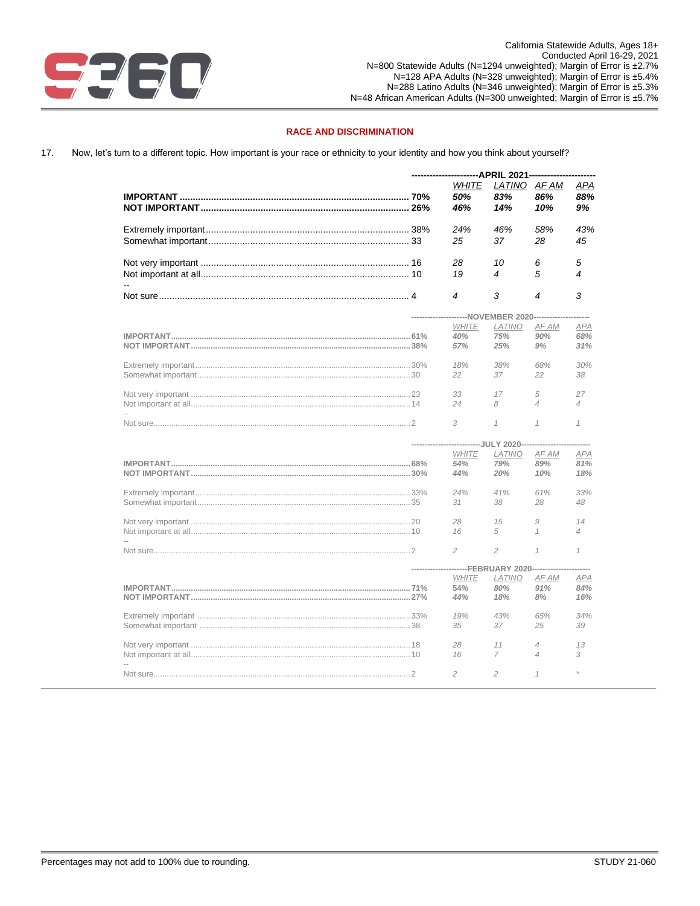California Statewide Adults, Ages 18+
Conducted April 16-29, 2021
N=800 Statewide Adults (N=1294 unweighted); Margin of Error is ±2.7%
N=128 APA Adults (N=328 unweighted); Margin of Error is ±5.4%
N=288 Latino Adults (N=346 unweighted); Margin of Error is ±5.3%
N=48 African American Adults (N=300 unweighted; Margin of Error is ±5.7%

## RACE AND DISCRIMINATION

17. Now, let's turn to a different topic. How important is your race or ethnicity to your identity and how you think about yourself?

| | | APRIL 2021 | | | |
|---|---|---|---|---|---|
| | | *WHITE* | *LATINO* | *AF AM* | *APA* |
| **IMPORTANT** | **70%** | ***50%*** | ***83%*** | ***86%*** | ***88%*** |
| **NOT IMPORTANT** | **26%** | ***46%*** | ***14%*** | ***10%*** | ***9%*** |
| Extremely important | 38% | *24%* | *46%* | *58%* | *43%* |
| Somewhat important | 33 | *25* | *37* | *28* | *45* |
| Not very important | 16 | *28* | *10* | *6* | *5* |
| Not important at all | 10 | *19* | *4* | *5* | *4* |
| -- | | | | | |
| Not sure | 4 | *4* | *3* | *4* | *3* |

| | | NOVEMBER 2020 | | | |
|---|---|---|---|---|---|
| | | *WHITE* | *LATINO* | *AF AM* | *APA* |
| **IMPORTANT** | **61%** | ***40%*** | ***75%*** | ***90%*** | ***68%*** |
| **NOT IMPORTANT** | **38%** | ***57%*** | ***25%*** | ***9%*** | ***31%*** |
| Extremely important | 30% | *18%* | *38%* | *68%* | *30%* |
| Somewhat important | 30 | *22* | *37* | *22* | *38* |
| Not very important | 23 | *33* | *17* | *5* | *27* |
| Not important at all | 14 | *24* | *8* | *4* | *4* |
| -- | | | | | |
| Not sure | 2 | *3* | *1* | *1* | *1* |

| | | JULY 2020 | | | |
|---|---|---|---|---|---|
| | | *WHITE* | *LATINO* | *AF AM* | *APA* |
| **IMPORTANT** | **68%** | ***54%*** | ***79%*** | ***89%*** | ***81%*** |
| **NOT IMPORTANT** | **30%** | ***44%*** | ***20%*** | ***10%*** | ***18%*** |
| Extremely important | 33% | *24%* | *41%* | *61%* | *33%* |
| Somewhat important | 35 | *31* | *38* | *28* | *48* |
| Not very important | 20 | *28* | *15* | *9* | *14* |
| Not important at all | 10 | *16* | *5* | *1* | *4* |
| -- | | | | | |
| Not sure | 2 | *2* | *2* | *1* | *1* |

| | | FEBRUARY 2020 | | | |
|---|---|---|---|---|---|
| | | *WHITE* | *LATINO* | *AF AM* | *APA* |
| **IMPORTANT** | **71%** | ***54%*** | ***80%*** | ***91%*** | ***84%*** |
| **NOT IMPORTANT** | **27%** | ***44%*** | ***18%*** | ***8%*** | ***16%*** |
| Extremely important | 33% | *19%* | *43%* | *65%* | *34%* |
| Somewhat important | 38 | *35* | *37* | *25* | *39* |
| Not very important | 18 | *28* | *11* | *4* | *13* |
| Not important at all | 10 | *16* | *7* | *4* | *3* |
| -- | | | | | |
| Not sure | 2 | *2* | *2* | *1* | * |

Percentages may not add to 100% due to rounding.

STUDY 21-060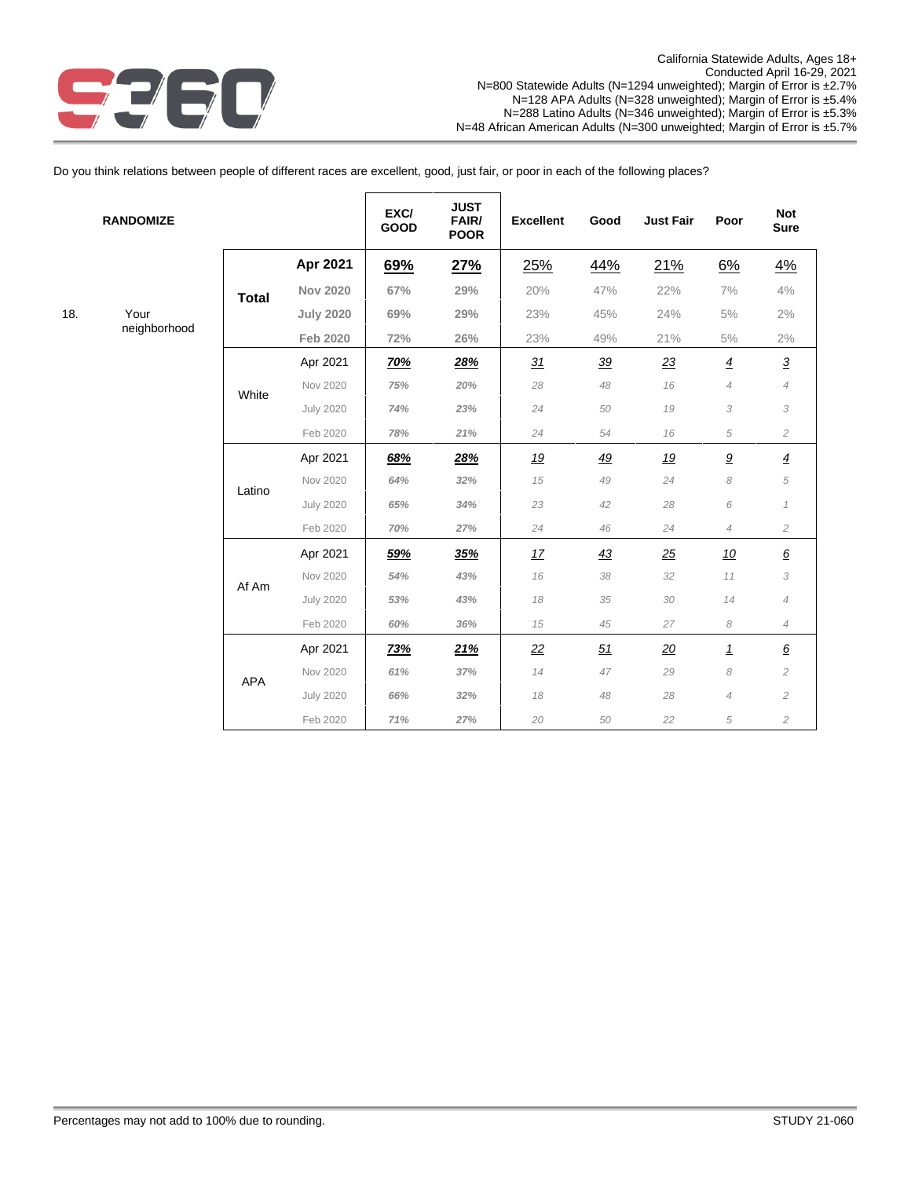California Statewide Adults, Ages 18+
Conducted April 16-29, 2021
N=800 Statewide Adults (N=1294 unweighted); Margin of Error is ±2.7%
N=128 APA Adults (N=328 unweighted); Margin of Error is ±5.4%
N=288 Latino Adults (N=346 unweighted); Margin of Error is ±5.3%
N=48 African American Adults (N=300 unweighted; Margin of Error is ±5.7%

Do you think relations between people of different races are excellent, good, just fair, or poor in each of the following places?

| RANDOMIZE | | | | EXC/ GOOD | JUST FAIR/ POOR | Excellent | Good | Just Fair | Poor | Not Sure |
|---|---|---|---|---|---|---|---|---|---|---|
| 18. | Your neighborhood | **Total** | **Apr 2021** | 69% | 27% | 25% | 44% | 21% | 6% | 4% |
| | | | Nov 2020 | 67% | 29% | 20% | 47% | 22% | 7% | 4% |
| | | | July 2020 | 69% | 29% | 23% | 45% | 24% | 5% | 2% |
| | | | Feb 2020 | 72% | 26% | 23% | 49% | 21% | 5% | 2% |
| | | White | Apr 2021 | 70% | 28% | 31 | 39 | 23 | 4 | 3 |
| | | | Nov 2020 | 75% | 20% | 28 | 48 | 16 | 4 | 4 |
| | | | July 2020 | 74% | 23% | 24 | 50 | 19 | 3 | 3 |
| | | | Feb 2020 | 78% | 21% | 24 | 54 | 16 | 5 | 2 |
| | | Latino | Apr 2021 | 68% | 28% | 19 | 49 | 19 | 9 | 4 |
| | | | Nov 2020 | 64% | 32% | 15 | 49 | 24 | 8 | 5 |
| | | | July 2020 | 65% | 34% | 23 | 42 | 28 | 6 | 1 |
| | | | Feb 2020 | 70% | 27% | 24 | 46 | 24 | 4 | 2 |
| | | Af Am | Apr 2021 | 59% | 35% | 17 | 43 | 25 | 10 | 6 |
| | | | Nov 2020 | 54% | 43% | 16 | 38 | 32 | 11 | 3 |
| | | | July 2020 | 53% | 43% | 18 | 35 | 30 | 14 | 4 |
| | | | Feb 2020 | 60% | 36% | 15 | 45 | 27 | 8 | 4 |
| | | APA | Apr 2021 | 73% | 21% | 22 | 51 | 20 | 1 | 6 |
| | | | Nov 2020 | 61% | 37% | 14 | 47 | 29 | 8 | 2 |
| | | | July 2020 | 66% | 32% | 18 | 48 | 28 | 4 | 2 |
| | | | Feb 2020 | 71% | 27% | 20 | 50 | 22 | 5 | 2 |

Percentages may not add to 100% due to rounding.

STUDY 21-060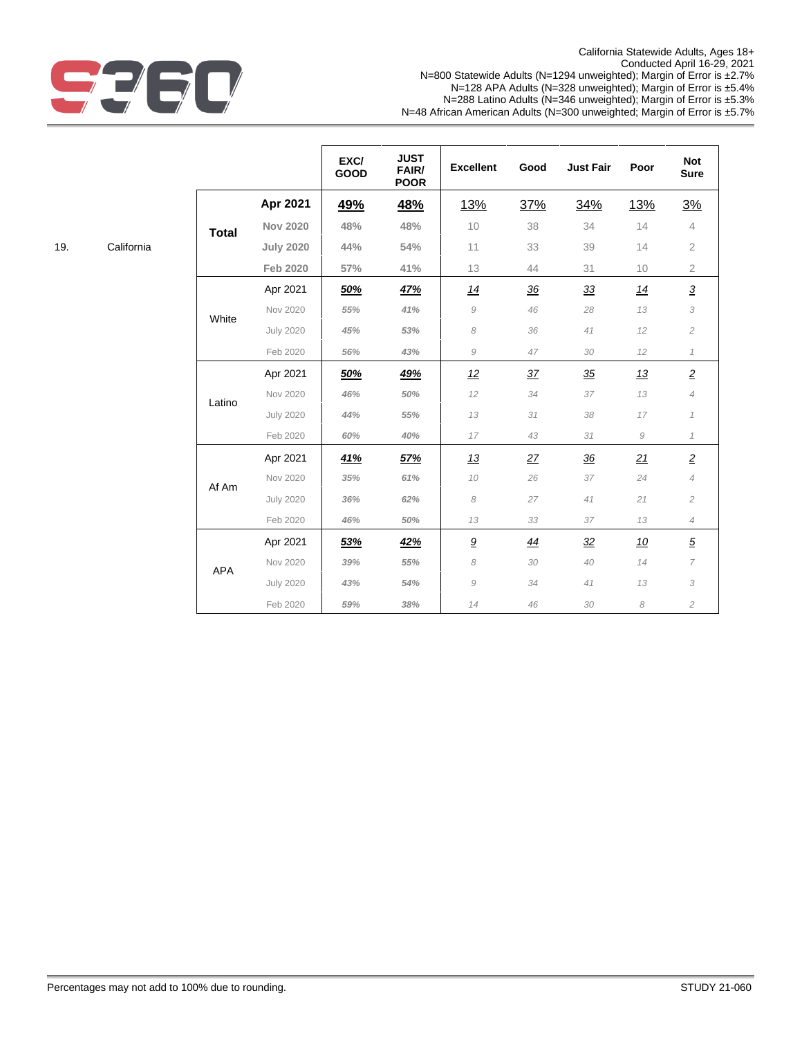California Statewide Adults, Ages 18+
Conducted April 16-29, 2021
N=800 Statewide Adults (N=1294 unweighted); Margin of Error is ±2.7%
N=128 APA Adults (N=328 unweighted); Margin of Error is ±5.4%
N=288 Latino Adults (N=346 unweighted); Margin of Error is ±5.3%
N=48 African American Adults (N=300 unweighted; Margin of Error is ±5.7%

19. California

| | | EXC/ GOOD | JUST FAIR/ POOR | Excellent | Good | Just Fair | Poor | Not Sure |
|---|---|---|---|---|---|---|---|---|
| **Total** | **Apr 2021** | **49%** | **48%** | 13% | 37% | 34% | 13% | 3% |
| | **Nov 2020** | **48%** | **48%** | 10 | 38 | 34 | 14 | 4 |
| | **July 2020** | **44%** | **54%** | 11 | 33 | 39 | 14 | 2 |
| | **Feb 2020** | **57%** | **41%** | 13 | 44 | 31 | 10 | 2 |
| White | Apr 2021 | ***50%*** | ***47%*** | *14* | *36* | *33* | *14* | *3* |
| | Nov 2020 | ***55%*** | ***41%*** | *9* | *46* | *28* | *13* | *3* |
| | July 2020 | ***45%*** | ***53%*** | *8* | *36* | *41* | *12* | *2* |
| | Feb 2020 | ***56%*** | ***43%*** | *9* | *47* | *30* | *12* | *1* |
| Latino | Apr 2021 | ***50%*** | ***49%*** | *12* | *37* | *35* | *13* | *2* |
| | Nov 2020 | ***46%*** | ***50%*** | *12* | *34* | *37* | *13* | *4* |
| | July 2020 | ***44%*** | ***55%*** | *13* | *31* | *38* | *17* | *1* |
| | Feb 2020 | ***60%*** | ***40%*** | *17* | *43* | *31* | *9* | *1* |
| Af Am | Apr 2021 | ***41%*** | ***57%*** | *13* | *27* | *36* | *21* | *2* |
| | Nov 2020 | ***35%*** | ***61%*** | *10* | *26* | *37* | *24* | *4* |
| | July 2020 | ***36%*** | ***62%*** | *8* | *27* | *41* | *21* | *2* |
| | Feb 2020 | ***46%*** | ***50%*** | *13* | *33* | *37* | *13* | *4* |
| APA | Apr 2021 | ***53%*** | ***42%*** | *9* | *44* | *32* | *10* | *5* |
| | Nov 2020 | ***39%*** | ***55%*** | *8* | *30* | *40* | *14* | *7* |
| | July 2020 | ***43%*** | ***54%*** | *9* | *34* | *41* | *13* | *3* |
| | Feb 2020 | ***59%*** | ***38%*** | *14* | *46* | *30* | *8* | *2* |

Percentages may not add to 100% due to rounding.

STUDY 21-060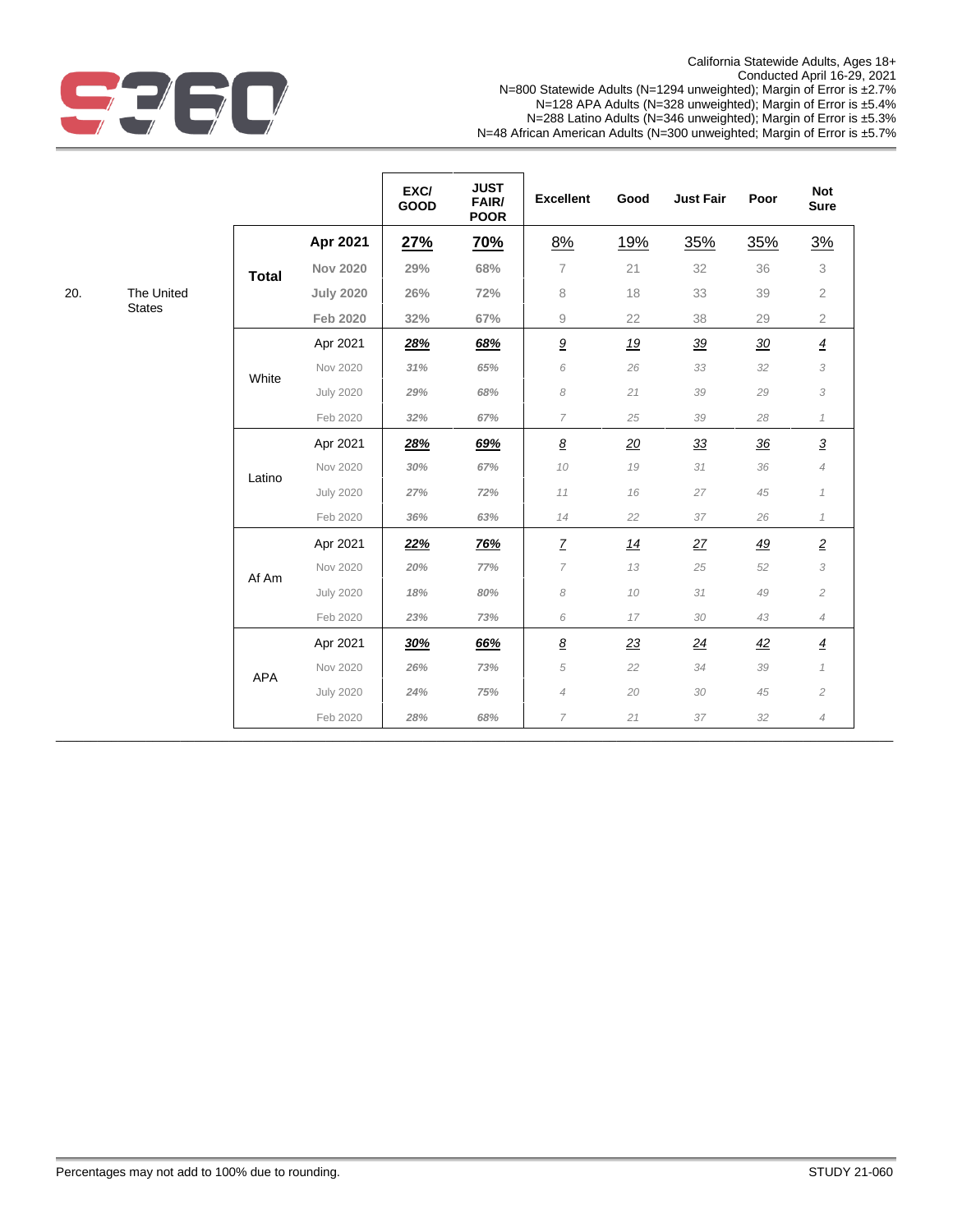California Statewide Adults, Ages 18+
Conducted April 16-29, 2021
N=800 Statewide Adults (N=1294 unweighted); Margin of Error is ±2.7%
N=128 APA Adults (N=328 unweighted); Margin of Error is ±5.4%
N=288 Latino Adults (N=346 unweighted); Margin of Error is ±5.3%
N=48 African American Adults (N=300 unweighted; Margin of Error is ±5.7%

| | | | | EXC/ GOOD | JUST FAIR/ POOR | Excellent | Good | Just Fair | Poor | Not Sure |
|---|---|---|---|---|---|---|---|---|---|---|
| 20. | The United States | **Total** | **Apr 2021** | **27%** | **70%** | 8% | 19% | 35% | 35% | 3% |
| | | | Nov 2020 | 29% | 68% | 7 | 21 | 32 | 36 | 3 |
| | | | July 2020 | 26% | 72% | 8 | 18 | 33 | 39 | 2 |
| | | | Feb 2020 | 32% | 67% | 9 | 22 | 38 | 29 | 2 |
| | | White | Apr 2021 | 28% | 68% | 9 | 19 | 39 | 30 | 4 |
| | | | Nov 2020 | 31% | 65% | 6 | 26 | 33 | 32 | 3 |
| | | | July 2020 | 29% | 68% | 8 | 21 | 39 | 29 | 3 |
| | | | Feb 2020 | 32% | 67% | 7 | 25 | 39 | 28 | 1 |
| | | Latino | Apr 2021 | 28% | 69% | 8 | 20 | 33 | 36 | 3 |
| | | | Nov 2020 | 30% | 67% | 10 | 19 | 31 | 36 | 4 |
| | | | July 2020 | 27% | 72% | 11 | 16 | 27 | 45 | 1 |
| | | | Feb 2020 | 36% | 63% | 14 | 22 | 37 | 26 | 1 |
| | | Af Am | Apr 2021 | 22% | 76% | 7 | 14 | 27 | 49 | 2 |
| | | | Nov 2020 | 20% | 77% | 7 | 13 | 25 | 52 | 3 |
| | | | July 2020 | 18% | 80% | 8 | 10 | 31 | 49 | 2 |
| | | | Feb 2020 | 23% | 73% | 6 | 17 | 30 | 43 | 4 |
| | | APA | Apr 2021 | 30% | 66% | 8 | 23 | 24 | 42 | 4 |
| | | | Nov 2020 | 26% | 73% | 5 | 22 | 34 | 39 | 1 |
| | | | July 2020 | 24% | 75% | 4 | 20 | 30 | 45 | 2 |
| | | | Feb 2020 | 28% | 68% | 7 | 21 | 37 | 32 | 4 |

Percentages may not add to 100% due to rounding.

STUDY 21-060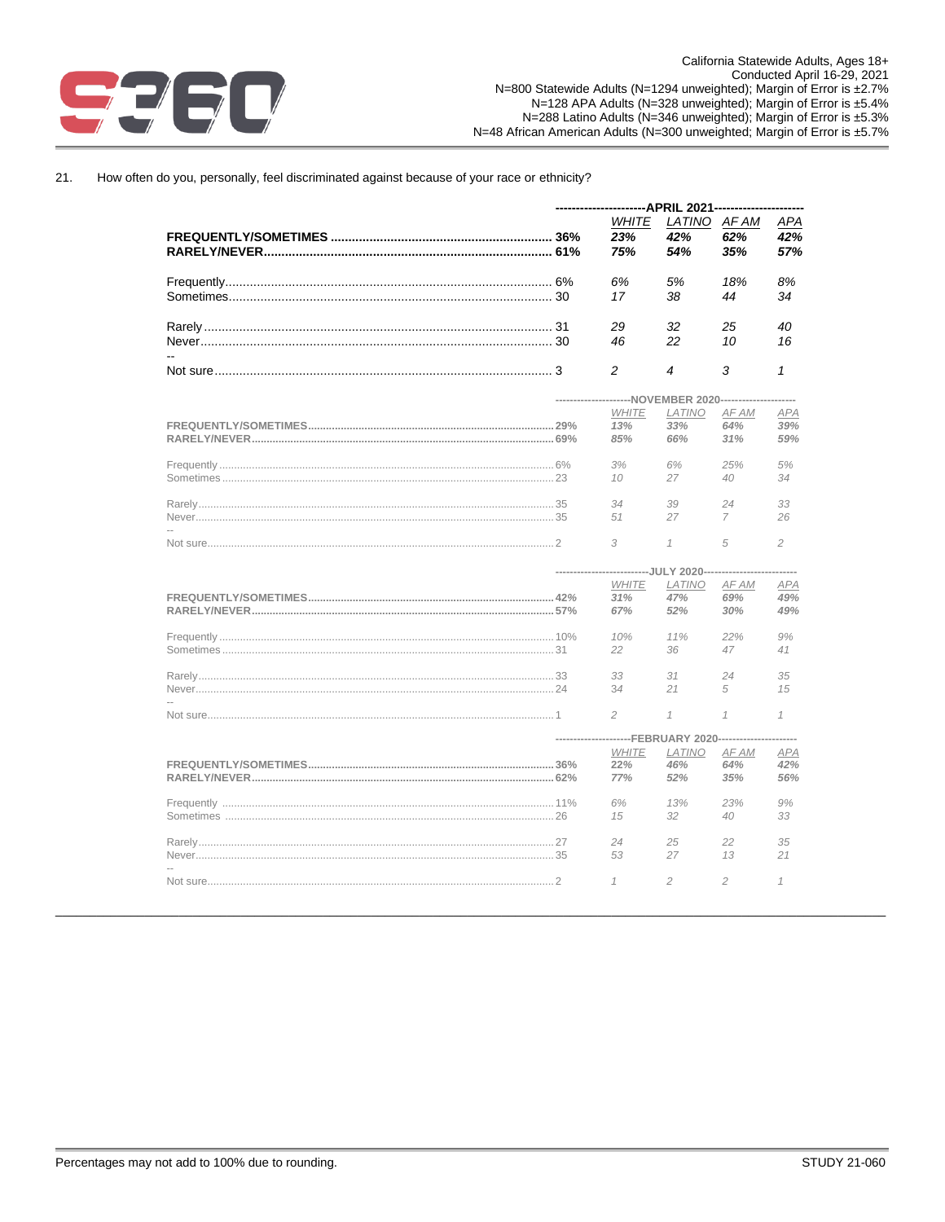California Statewide Adults, Ages 18+
Conducted April 16-29, 2021
N=800 Statewide Adults (N=1294 unweighted); Margin of Error is ±2.7%
N=128 APA Adults (N=328 unweighted); Margin of Error is ±5.4%
N=288 Latino Adults (N=346 unweighted); Margin of Error is ±5.3%
N=48 African American Adults (N=300 unweighted); Margin of Error is ±5.7%

21. How often do you, personally, feel discriminated against because of your race or ethnicity?

| | Total | APRIL 2021 | | | |
|---|---|---|---|---|---|
| | | WHITE | LATINO | AF AM | APA |
| **FREQUENTLY/SOMETIMES** | **36%** | 23% | 42% | 62% | 42% |
| **RARELY/NEVER** | **61%** | 75% | 54% | 35% | 57% |
| Frequently | 6% | 6% | 5% | 18% | 8% |
| Sometimes | 30 | 17 | 38 | 44 | 34 |
| Rarely | 31 | 29 | 32 | 25 | 40 |
| Never | 30 | 46 | 22 | 10 | 16 |
| -- | | | | | |
| Not sure | 3 | 2 | 4 | 3 | 1 |

| | Total | NOVEMBER 2020 | | | |
|---|---|---|---|---|---|
| | | WHITE | LATINO | AF AM | APA |
| **FREQUENTLY/SOMETIMES** | **29%** | 13% | 33% | 64% | 39% |
| **RARELY/NEVER** | **69%** | 85% | 66% | 31% | 59% |
| Frequently | 6% | 3% | 6% | 25% | 5% |
| Sometimes | 23 | 10 | 27 | 40 | 34 |
| Rarely | 35 | 34 | 39 | 24 | 33 |
| Never | 35 | 51 | 27 | 7 | 26 |
| -- | | | | | |
| Not sure | 2 | 3 | 1 | 5 | 2 |

| | Total | JULY 2020 | | | |
|---|---|---|---|---|---|
| | | WHITE | LATINO | AF AM | APA |
| **FREQUENTLY/SOMETIMES** | **42%** | 31% | 47% | 69% | 49% |
| **RARELY/NEVER** | **57%** | 67% | 52% | 30% | 49% |
| Frequently | 10% | 10% | 11% | 22% | 9% |
| Sometimes | 31 | 22 | 36 | 47 | 41 |
| Rarely | 33 | 33 | 31 | 24 | 35 |
| Never | 24 | 34 | 21 | 5 | 15 |
| -- | | | | | |
| Not sure | 1 | 2 | 1 | 1 | 1 |

| | Total | FEBRUARY 2020 | | | |
|---|---|---|---|---|---|
| | | WHITE | LATINO | AF AM | APA |
| **FREQUENTLY/SOMETIMES** | **36%** | 22% | 46% | 64% | 42% |
| **RARELY/NEVER** | **62%** | 77% | 52% | 35% | 56% |
| Frequently | 11% | 6% | 13% | 23% | 9% |
| Sometimes | 26 | 15 | 32 | 40 | 33 |
| Rarely | 27 | 24 | 25 | 22 | 35 |
| Never | 35 | 53 | 27 | 13 | 21 |
| -- | | | | | |
| Not sure | 2 | 1 | 2 | 2 | 1 |

Percentages may not add to 100% due to rounding.

STUDY 21-060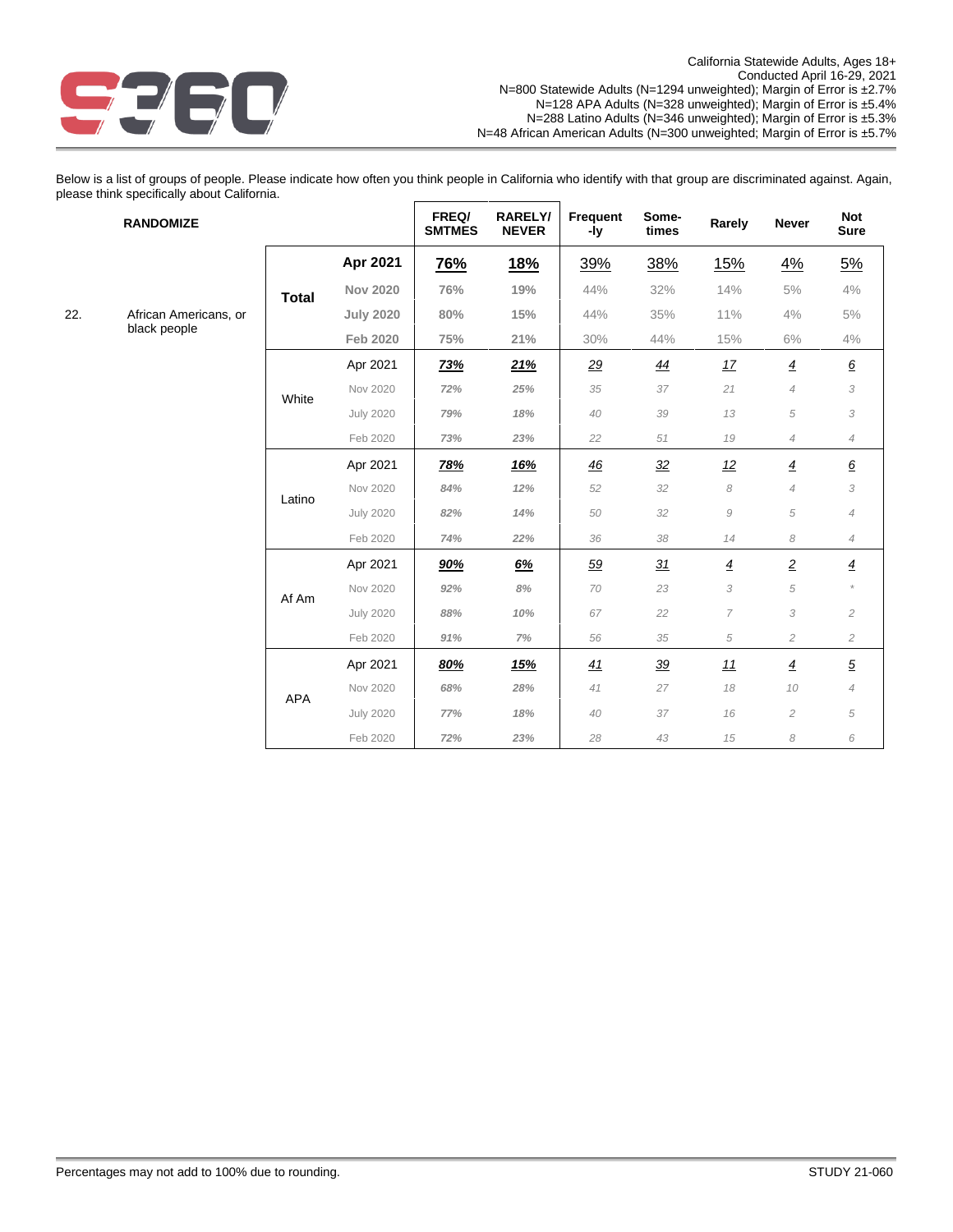California Statewide Adults, Ages 18+
Conducted April 16-29, 2021
N=800 Statewide Adults (N=1294 unweighted); Margin of Error is ±2.7%
N=128 APA Adults (N=328 unweighted); Margin of Error is ±5.4%
N=288 Latino Adults (N=346 unweighted); Margin of Error is ±5.3%
N=48 African American Adults (N=300 unweighted; Margin of Error is ±5.7%

Below is a list of groups of people. Please indicate how often you think people in California who identify with that group are discriminated against. Again, please think specifically about California.

| | RANDOMIZE | | | FREQ/ SMTMES | RARELY/ NEVER | Frequent -ly | Some- times | Rarely | Never | Not Sure |
|---|---|---|---|---|---|---|---|---|---|---|
| 22. | African Americans, or black people | Total | Apr 2021 | 76% | 18% | 39% | 38% | 15% | 4% | 5% |
| | | | Nov 2020 | 76% | 19% | 44% | 32% | 14% | 5% | 4% |
| | | | July 2020 | 80% | 15% | 44% | 35% | 11% | 4% | 5% |
| | | | Feb 2020 | 75% | 21% | 30% | 44% | 15% | 6% | 4% |
| | | White | Apr 2021 | 73% | 21% | 29 | 44 | 17 | 4 | 6 |
| | | | Nov 2020 | 72% | 25% | 35 | 37 | 21 | 4 | 3 |
| | | | July 2020 | 79% | 18% | 40 | 39 | 13 | 5 | 3 |
| | | | Feb 2020 | 73% | 23% | 22 | 51 | 19 | 4 | 4 |
| | | Latino | Apr 2021 | 78% | 16% | 46 | 32 | 12 | 4 | 6 |
| | | | Nov 2020 | 84% | 12% | 52 | 32 | 8 | 4 | 3 |
| | | | July 2020 | 82% | 14% | 50 | 32 | 9 | 5 | 4 |
| | | | Feb 2020 | 74% | 22% | 36 | 38 | 14 | 8 | 4 |
| | | Af Am | Apr 2021 | 90% | 6% | 59 | 31 | 4 | 2 | 4 |
| | | | Nov 2020 | 92% | 8% | 70 | 23 | 3 | 5 | * |
| | | | July 2020 | 88% | 10% | 67 | 22 | 7 | 3 | 2 |
| | | | Feb 2020 | 91% | 7% | 56 | 35 | 5 | 2 | 2 |
| | | APA | Apr 2021 | 80% | 15% | 41 | 39 | 11 | 4 | 5 |
| | | | Nov 2020 | 68% | 28% | 41 | 27 | 18 | 10 | 4 |
| | | | July 2020 | 77% | 18% | 40 | 37 | 16 | 2 | 5 |
| | | | Feb 2020 | 72% | 23% | 28 | 43 | 15 | 8 | 6 |

Percentages may not add to 100% due to rounding.

STUDY 21-060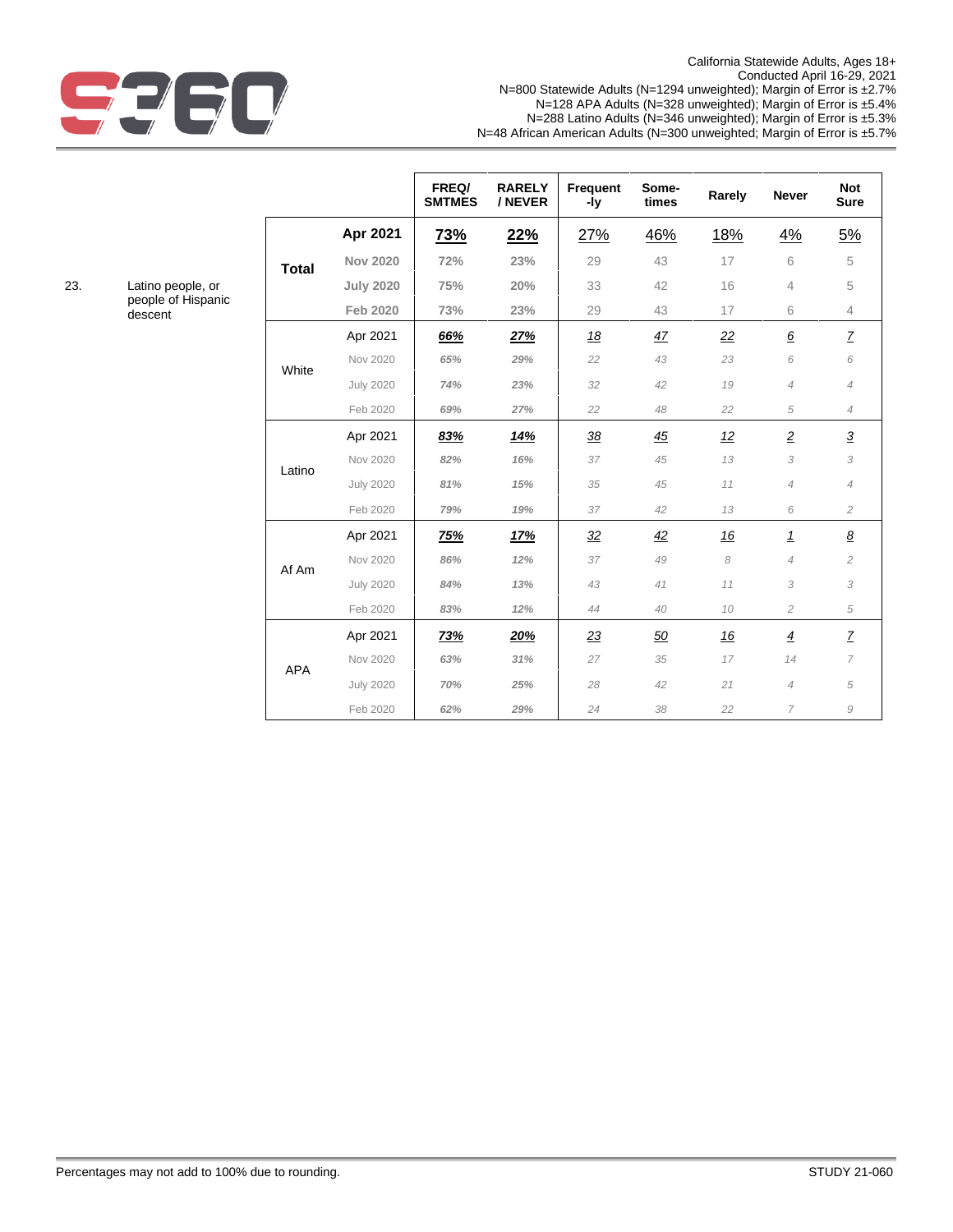California Statewide Adults, Ages 18+
Conducted April 16-29, 2021
N=800 Statewide Adults (N=1294 unweighted); Margin of Error is ±2.7%
N=128 APA Adults (N=328 unweighted); Margin of Error is ±5.4%
N=288 Latino Adults (N=346 unweighted); Margin of Error is ±5.3%
N=48 African American Adults (N=300 unweighted); Margin of Error is ±5.7%

23. Latino people, or people of Hispanic descent

| | | FREQ/ SMTMES | RARELY / NEVER | Frequent-ly | Some-times | Rarely | Never | Not Sure |
|---|---|---|---|---|---|---|---|---|
| **Total** | **Apr 2021** | 73% | 22% | 27% | 46% | 18% | 4% | 5% |
| | Nov 2020 | 72% | 23% | 29 | 43 | 17 | 6 | 5 |
| | July 2020 | 75% | 20% | 33 | 42 | 16 | 4 | 5 |
| | Feb 2020 | 73% | 23% | 29 | 43 | 17 | 6 | 4 |
| White | Apr 2021 | 66% | 27% | 18 | 47 | 22 | 6 | 7 |
| | Nov 2020 | 65% | 29% | 22 | 43 | 23 | 6 | 6 |
| | July 2020 | 74% | 23% | 32 | 42 | 19 | 4 | 4 |
| | Feb 2020 | 69% | 27% | 22 | 48 | 22 | 5 | 4 |
| Latino | Apr 2021 | 83% | 14% | 38 | 45 | 12 | 2 | 3 |
| | Nov 2020 | 82% | 16% | 37 | 45 | 13 | 3 | 3 |
| | July 2020 | 81% | 15% | 35 | 45 | 11 | 4 | 4 |
| | Feb 2020 | 79% | 19% | 37 | 42 | 13 | 6 | 2 |
| Af Am | Apr 2021 | 75% | 17% | 32 | 42 | 16 | 1 | 8 |
| | Nov 2020 | 86% | 12% | 37 | 49 | 8 | 4 | 2 |
| | July 2020 | 84% | 13% | 43 | 41 | 11 | 3 | 3 |
| | Feb 2020 | 83% | 12% | 44 | 40 | 10 | 2 | 5 |
| APA | Apr 2021 | 73% | 20% | 23 | 50 | 16 | 4 | 7 |
| | Nov 2020 | 63% | 31% | 27 | 35 | 17 | 14 | 7 |
| | July 2020 | 70% | 25% | 28 | 42 | 21 | 4 | 5 |
| | Feb 2020 | 62% | 29% | 24 | 38 | 22 | 7 | 9 |

Percentages may not add to 100% due to rounding.

STUDY 21-060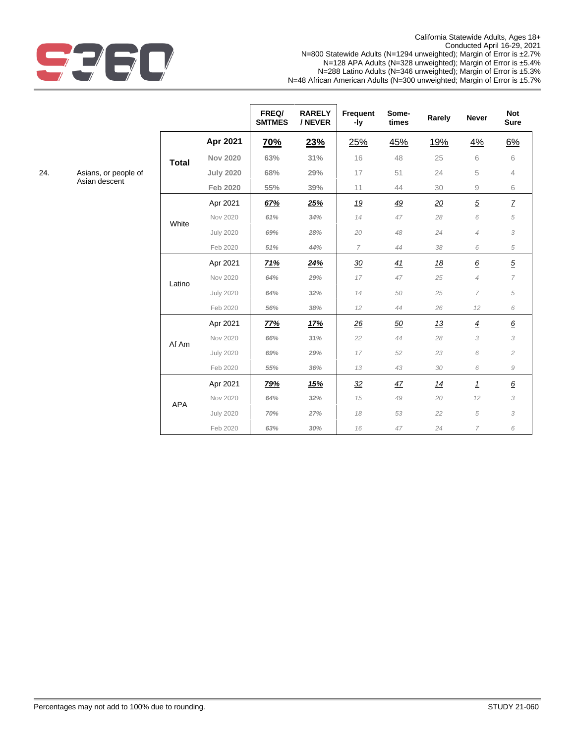California Statewide Adults, Ages 18+
Conducted April 16-29, 2021
N=800 Statewide Adults (N=1294 unweighted); Margin of Error is ±2.7%
N=128 APA Adults (N=328 unweighted); Margin of Error is ±5.4%
N=288 Latino Adults (N=346 unweighted); Margin of Error is ±5.3%
N=48 African American Adults (N=300 unweighted; Margin of Error is ±5.7%

24. Asians, or people of Asian descent

| | | FREQ/ SMTMES | RARELY / NEVER | Frequent -ly | Some- times | Rarely | Never | Not Sure |
|---|---|---|---|---|---|---|---|---|
| **Total** | **Apr 2021** | **70%** | **23%** | 25% | 45% | 19% | 4% | 6% |
| | **Nov 2020** | **63%** | **31%** | 16 | 48 | 25 | 6 | 6 |
| | **July 2020** | **68%** | **29%** | 17 | 51 | 24 | 5 | 4 |
| | **Feb 2020** | **55%** | **39%** | 11 | 44 | 30 | 9 | 6 |
| White | Apr 2021 | 67% | 25% | 19 | 49 | 20 | 5 | 7 |
| | Nov 2020 | 61% | 34% | 14 | 47 | 28 | 6 | 5 |
| | July 2020 | 69% | 28% | 20 | 48 | 24 | 4 | 3 |
| | Feb 2020 | 51% | 44% | 7 | 44 | 38 | 6 | 5 |
| Latino | Apr 2021 | 71% | 24% | 30 | 41 | 18 | 6 | 5 |
| | Nov 2020 | 64% | 29% | 17 | 47 | 25 | 4 | 7 |
| | July 2020 | 64% | 32% | 14 | 50 | 25 | 7 | 5 |
| | Feb 2020 | 56% | 38% | 12 | 44 | 26 | 12 | 6 |
| Af Am | Apr 2021 | 77% | 17% | 26 | 50 | 13 | 4 | 6 |
| | Nov 2020 | 66% | 31% | 22 | 44 | 28 | 3 | 3 |
| | July 2020 | 69% | 29% | 17 | 52 | 23 | 6 | 2 |
| | Feb 2020 | 55% | 36% | 13 | 43 | 30 | 6 | 9 |
| APA | Apr 2021 | 79% | 15% | 32 | 47 | 14 | 1 | 6 |
| | Nov 2020 | 64% | 32% | 15 | 49 | 20 | 12 | 3 |
| | July 2020 | 70% | 27% | 18 | 53 | 22 | 5 | 3 |
| | Feb 2020 | 63% | 30% | 16 | 47 | 24 | 7 | 6 |

Percentages may not add to 100% due to rounding.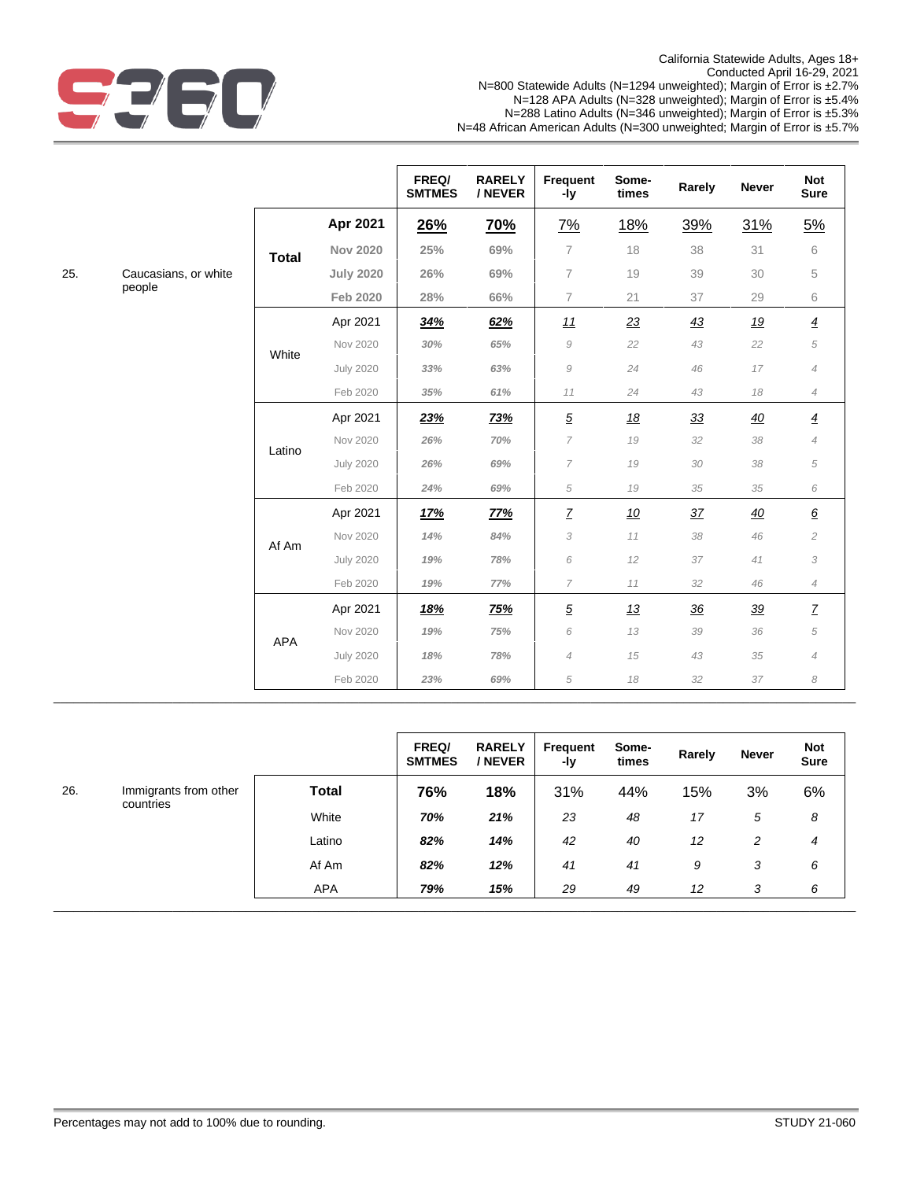California Statewide Adults, Ages 18+
Conducted April 16-29, 2021
N=800 Statewide Adults (N=1294 unweighted); Margin of Error is ±2.7%
N=128 APA Adults (N=328 unweighted); Margin of Error is ±5.4%
N=288 Latino Adults (N=346 unweighted); Margin of Error is ±5.3%
N=48 African American Adults (N=300 unweighted; Margin of Error is ±5.7%

| | | | | FREQ/ SMTMES | RARELY / NEVER | Frequent-ly | Some-times | Rarely | Never | Not Sure |
|---|---|---|---|---|---|---|---|---|---|---|
| 25. | Caucasians, or white people | Total | Apr 2021 | 26% | 70% | 7% | 18% | 39% | 31% | 5% |
| | | | Nov 2020 | 25% | 69% | 7 | 18 | 38 | 31 | 6 |
| | | | July 2020 | 26% | 69% | 7 | 19 | 39 | 30 | 5 |
| | | | Feb 2020 | 28% | 66% | 7 | 21 | 37 | 29 | 6 |
| | | White | Apr 2021 | 34% | 62% | 11 | 23 | 43 | 19 | 4 |
| | | | Nov 2020 | 30% | 65% | 9 | 22 | 43 | 22 | 5 |
| | | | July 2020 | 33% | 63% | 9 | 24 | 46 | 17 | 4 |
| | | | Feb 2020 | 35% | 61% | 11 | 24 | 43 | 18 | 4 |
| | | Latino | Apr 2021 | 23% | 73% | 5 | 18 | 33 | 40 | 4 |
| | | | Nov 2020 | 26% | 70% | 7 | 19 | 32 | 38 | 4 |
| | | | July 2020 | 26% | 69% | 7 | 19 | 30 | 38 | 5 |
| | | | Feb 2020 | 24% | 69% | 5 | 19 | 35 | 35 | 6 |
| | | Af Am | Apr 2021 | 17% | 77% | 7 | 10 | 37 | 40 | 6 |
| | | | Nov 2020 | 14% | 84% | 3 | 11 | 38 | 46 | 2 |
| | | | July 2020 | 19% | 78% | 6 | 12 | 37 | 41 | 3 |
| | | | Feb 2020 | 19% | 77% | 7 | 11 | 32 | 46 | 4 |
| | | APA | Apr 2021 | 18% | 75% | 5 | 13 | 36 | 39 | 7 |
| | | | Nov 2020 | 19% | 75% | 6 | 13 | 39 | 36 | 5 |
| | | | July 2020 | 18% | 78% | 4 | 15 | 43 | 35 | 4 |
| | | | Feb 2020 | 23% | 69% | 5 | 18 | 32 | 37 | 8 |

| | | | FREQ/ SMTMES | RARELY / NEVER | Frequent-ly | Some-times | Rarely | Never | Not Sure |
|---|---|---|---|---|---|---|---|---|---|
| 26. | Immigrants from other countries | Total | 76% | 18% | 31% | 44% | 15% | 3% | 6% |
| | | White | 70% | 21% | 23 | 48 | 17 | 5 | 8 |
| | | Latino | 82% | 14% | 42 | 40 | 12 | 2 | 4 |
| | | Af Am | 82% | 12% | 41 | 41 | 9 | 3 | 6 |
| | | APA | 79% | 15% | 29 | 49 | 12 | 3 | 6 |

Percentages may not add to 100% due to rounding.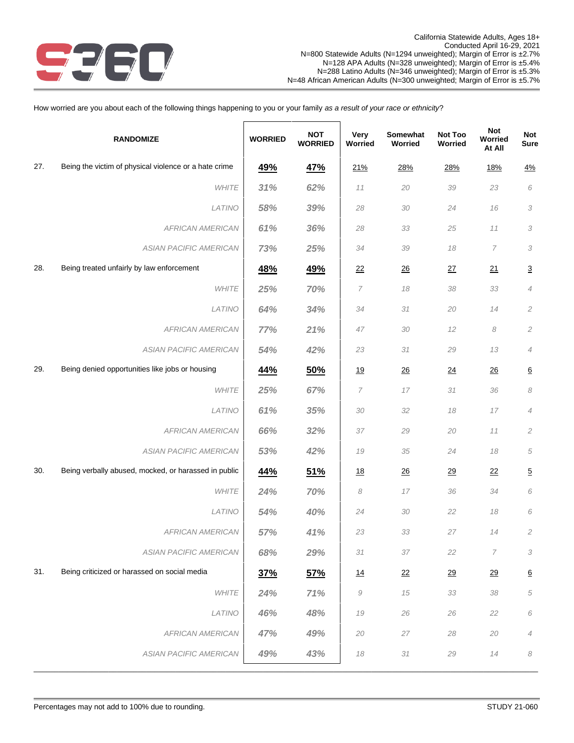California Statewide Adults, Ages 18+
Conducted April 16-29, 2021
N=800 Statewide Adults (N=1294 unweighted); Margin of Error is ±2.7%
N=128 APA Adults (N=328 unweighted); Margin of Error is ±5.4%
N=288 Latino Adults (N=346 unweighted); Margin of Error is ±5.3%
N=48 African American Adults (N=300 unweighted; Margin of Error is ±5.7%

How worried are you about each of the following things happening to you or your family *as a result of your race or ethnicity*?

| | RANDOMIZE | WORRIED | NOT WORRIED | Very Worried | Somewhat Worried | Not Too Worried | Not Worried At All | Not Sure |
|---|---|---|---|---|---|---|---|---|
| 27. | Being the victim of physical violence or a hate crime | **49%** | **47%** | 21% | 28% | 28% | 18% | 4% |
| | *WHITE* | ***31%*** | ***62%*** | *11* | *20* | *39* | *23* | *6* |
| | *LATINO* | ***58%*** | ***39%*** | *28* | *30* | *24* | *16* | *3* |
| | *AFRICAN AMERICAN* | ***61%*** | ***36%*** | *28* | *33* | *25* | *11* | *3* |
| | *ASIAN PACIFIC AMERICAN* | ***73%*** | ***25%*** | *34* | *39* | *18* | *7* | *3* |
| 28. | Being treated unfairly by law enforcement | **48%** | **49%** | 22 | 26 | 27 | 21 | 3 |
| | *WHITE* | ***25%*** | ***70%*** | *7* | *18* | *38* | *33* | *4* |
| | *LATINO* | ***64%*** | ***34%*** | *34* | *31* | *20* | *14* | *2* |
| | *AFRICAN AMERICAN* | ***77%*** | ***21%*** | *47* | *30* | *12* | *8* | *2* |
| | *ASIAN PACIFIC AMERICAN* | ***54%*** | ***42%*** | *23* | *31* | *29* | *13* | *4* |
| 29. | Being denied opportunities like jobs or housing | **44%** | **50%** | 19 | 26 | 24 | 26 | 6 |
| | *WHITE* | ***25%*** | ***67%*** | *7* | *17* | *31* | *36* | *8* |
| | *LATINO* | ***61%*** | ***35%*** | *30* | *32* | *18* | *17* | *4* |
| | *AFRICAN AMERICAN* | ***66%*** | ***32%*** | *37* | *29* | *20* | *11* | *2* |
| | *ASIAN PACIFIC AMERICAN* | ***53%*** | ***42%*** | *19* | *35* | *24* | *18* | *5* |
| 30. | Being verbally abused, mocked, or harassed in public | **44%** | **51%** | 18 | 26 | 29 | 22 | 5 |
| | *WHITE* | ***24%*** | ***70%*** | *8* | *17* | *36* | *34* | *6* |
| | *LATINO* | ***54%*** | ***40%*** | *24* | *30* | *22* | *18* | *6* |
| | *AFRICAN AMERICAN* | ***57%*** | ***41%*** | *23* | *33* | *27* | *14* | *2* |
| | *ASIAN PACIFIC AMERICAN* | ***68%*** | ***29%*** | *31* | *37* | *22* | *7* | *3* |
| 31. | Being criticized or harassed on social media | **37%** | **57%** | 14 | 22 | 29 | 29 | 6 |
| | *WHITE* | ***24%*** | ***71%*** | *9* | *15* | *33* | *38* | *5* |
| | *LATINO* | ***46%*** | ***48%*** | *19* | *26* | *26* | *22* | *6* |
| | *AFRICAN AMERICAN* | ***47%*** | ***49%*** | *20* | *27* | *28* | *20* | *4* |
| | *ASIAN PACIFIC AMERICAN* | ***49%*** | ***43%*** | *18* | *31* | *29* | *14* | *8* |

Percentages may not add to 100% due to rounding.

STUDY 21-060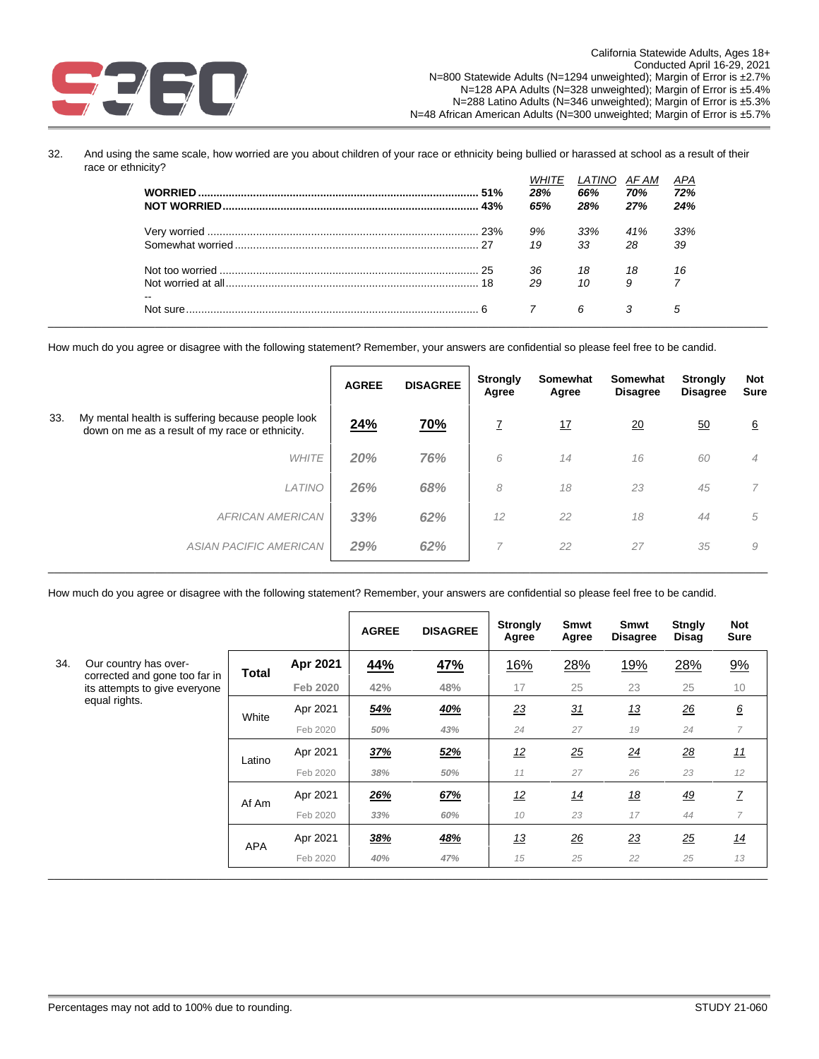California Statewide Adults, Ages 18+
Conducted April 16-29, 2021
N=800 Statewide Adults (N=1294 unweighted); Margin of Error is ±2.7%
N=128 APA Adults (N=328 unweighted); Margin of Error is ±5.4%
N=288 Latino Adults (N=346 unweighted); Margin of Error is ±5.3%
N=48 African American Adults (N=300 unweighted); Margin of Error is ±5.7%

32. And using the same scale, how worried are you about children of your race or ethnicity being bullied or harassed at school as a result of their race or ethnicity?

| | Total | WHITE | LATINO | AF AM | APA |
|---|---|---|---|---|---|
| **WORRIED** | **51%** | *28%* | *66%* | *70%* | *72%* |
| **NOT WORRIED** | **43%** | *65%* | *28%* | *27%* | *24%* |
| Very worried | 23% | *9%* | *33%* | *41%* | *33%* |
| Somewhat worried | 27 | *19* | *33* | *28* | *39* |
| Not too worried | 25 | *36* | *18* | *18* | *16* |
| Not worried at all | 18 | *29* | *10* | *9* | *7* |
| -- | | | | | |
| Not sure | 6 | *7* | *6* | *3* | *5* |

How much do you agree or disagree with the following statement? Remember, your answers are confidential so please feel free to be candid.

| | AGREE | DISAGREE | Strongly Agree | Somewhat Agree | Somewhat Disagree | Strongly Disagree | Not Sure |
|---|---|---|---|---|---|---|---|
| 33. My mental health is suffering because people look down on me as a result of my race or ethnicity. | **24%** | **70%** | 7 | 17 | 20 | 50 | 6 |
| *WHITE* | *20%* | *76%* | *6* | *14* | *16* | *60* | *4* |
| *LATINO* | *26%* | *68%* | *8* | *18* | *23* | *45* | *7* |
| *AFRICAN AMERICAN* | *33%* | *62%* | *12* | *22* | *18* | *44* | *5* |
| *ASIAN PACIFIC AMERICAN* | *29%* | *62%* | *7* | *22* | *27* | *35* | *9* |

How much do you agree or disagree with the following statement? Remember, your answers are confidential so please feel free to be candid.

| | | | AGREE | DISAGREE | Strongly Agree | Smwt Agree | Smwt Disagree | Stngly Disag | Not Sure |
|---|---|---|---|---|---|---|---|---|---|
| 34. Our country has over-corrected and gone too far in its attempts to give everyone equal rights. | **Total** | **Apr 2021** | **44%** | **47%** | 16% | 28% | 19% | 28% | 9% |
| | | **Feb 2020** | 42% | 48% | 17 | 25 | 23 | 25 | 10 |
| | White | Apr 2021 | *54%* | *40%* | *23* | *31* | *13* | *26* | *6* |
| | | Feb 2020 | *50%* | *43%* | *24* | *27* | *19* | *24* | *7* |
| | Latino | Apr 2021 | *37%* | *52%* | *12* | *25* | *24* | *28* | *11* |
| | | Feb 2020 | *38%* | *50%* | *11* | *27* | *26* | *23* | *12* |
| | Af Am | Apr 2021 | *26%* | *67%* | *12* | *14* | *18* | *49* | *7* |
| | | Feb 2020 | *33%* | *60%* | *10* | *23* | *17* | *44* | *7* |
| | APA | Apr 2021 | *38%* | *48%* | *13* | *26* | *23* | *25* | *14* |
| | | Feb 2020 | *40%* | *47%* | *15* | *25* | *22* | *25* | *13* |

Percentages may not add to 100% due to rounding.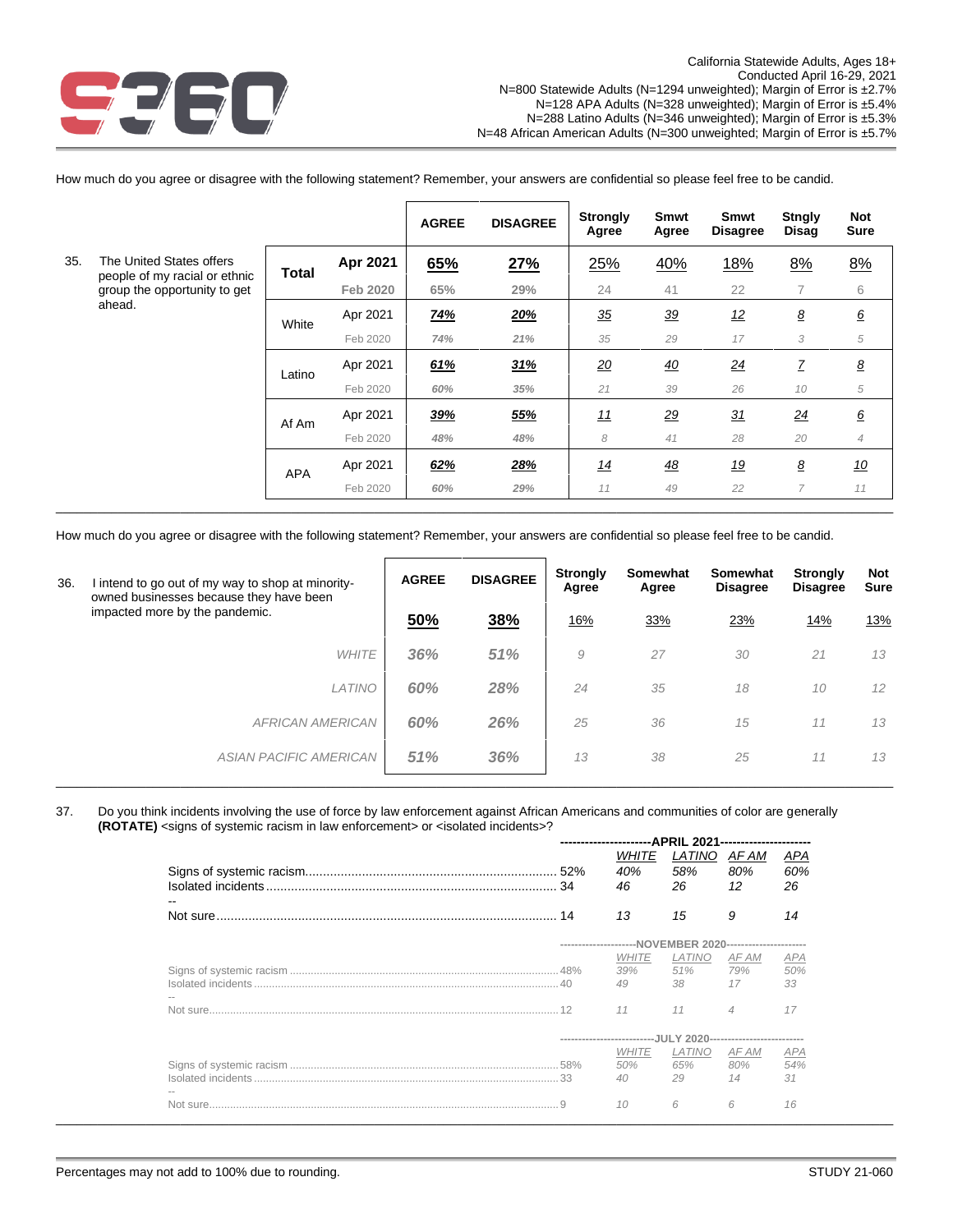California Statewide Adults, Ages 18+
Conducted April 16-29, 2021
N=800 Statewide Adults (N=1294 unweighted); Margin of Error is ±2.7%
N=128 APA Adults (N=328 unweighted); Margin of Error is ±5.4%
N=288 Latino Adults (N=346 unweighted); Margin of Error is ±5.3%
N=48 African American Adults (N=300 unweighted; Margin of Error is ±5.7%

How much do you agree or disagree with the following statement? Remember, your answers are confidential so please feel free to be candid.

35. The United States offers people of my racial or ethnic group the opportunity to get ahead.

| | | AGREE | DISAGREE | Strongly Agree | Smwt Agree | Smwt Disagree | Stngly Disag | Not Sure |
|---|---|---|---|---|---|---|---|---|
| **Total** | **Apr 2021** | 65% | 27% | 25% | 40% | 18% | 8% | 8% |
| | Feb 2020 | 65% | 29% | 24 | 41 | 22 | 7 | 6 |
| White | Apr 2021 | 74% | 20% | 35 | 39 | 12 | 8 | 6 |
| | Feb 2020 | 74% | 21% | 35 | 29 | 17 | 3 | 5 |
| Latino | Apr 2021 | 61% | 31% | 20 | 40 | 24 | 7 | 8 |
| | Feb 2020 | 60% | 35% | 21 | 39 | 26 | 10 | 5 |
| Af Am | Apr 2021 | 39% | 55% | 11 | 29 | 31 | 24 | 6 |
| | Feb 2020 | 48% | 48% | 8 | 41 | 28 | 20 | 4 |
| APA | Apr 2021 | 62% | 28% | 14 | 48 | 19 | 8 | 10 |
| | Feb 2020 | 60% | 29% | 11 | 49 | 22 | 7 | 11 |

How much do you agree or disagree with the following statement? Remember, your answers are confidential so please feel free to be candid.

36. I intend to go out of my way to shop at minority-owned businesses because they have been impacted more by the pandemic.

| | AGREE | DISAGREE | Strongly Agree | Somewhat Agree | Somewhat Disagree | Strongly Disagree | Not Sure |
|---|---|---|---|---|---|---|---|
| Total | **50%** | **38%** | 16% | 33% | 23% | 14% | 13% |
| *WHITE* | *36%* | *51%* | *9* | *27* | *30* | *21* | *13* |
| *LATINO* | *60%* | *28%* | *24* | *35* | *18* | *10* | *12* |
| *AFRICAN AMERICAN* | *60%* | *26%* | *25* | *36* | *15* | *11* | *13* |
| *ASIAN PACIFIC AMERICAN* | *51%* | *36%* | *13* | *38* | *25* | *11* | *13* |

37. Do you think incidents involving the use of force by law enforcement against African Americans and communities of color are generally **(ROTATE)** <signs of systemic racism in law enforcement> or <isolated incidents>?

| APRIL 2021 | Total | *WHITE* | *LATINO* | *AF AM* | *APA* |
|---|---|---|---|---|---|
| Signs of systemic racism | 52% | 40% | 58% | 80% | 60% |
| Isolated incidents | 34 | 46 | 26 | 12 | 26 |
| -- | | | | | |
| Not sure | 14 | 13 | 15 | 9 | 14 |

| NOVEMBER 2020 | Total | *WHITE* | *LATINO* | *AF AM* | *APA* |
|---|---|---|---|---|---|
| Signs of systemic racism | 48% | 39% | 51% | 79% | 50% |
| Isolated incidents | 40 | 49 | 38 | 17 | 33 |
| -- | | | | | |
| Not sure | 12 | 11 | 11 | 4 | 17 |

| JULY 2020 | Total | *WHITE* | *LATINO* | *AF AM* | *APA* |
|---|---|---|---|---|---|
| Signs of systemic racism | 58% | 50% | 65% | 80% | 54% |
| Isolated incidents | 33 | 40 | 29 | 14 | 31 |
| -- | | | | | |
| Not sure | 9 | 10 | 6 | 6 | 16 |

Percentages may not add to 100% due to rounding.

STUDY 21-060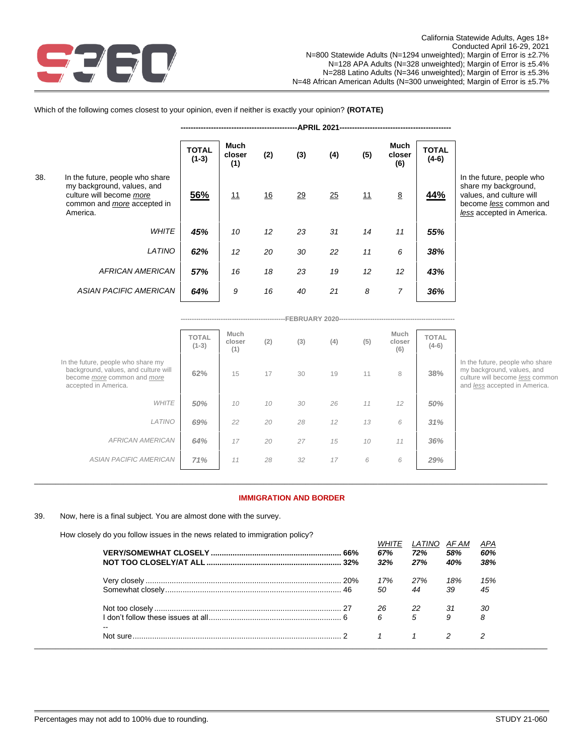California Statewide Adults, Ages 18+
Conducted April 16-29, 2021
N=800 Statewide Adults (N=1294 unweighted); Margin of Error is ±2.7%
N=128 APA Adults (N=328 unweighted); Margin of Error is ±5.4%
N=288 Latino Adults (N=346 unweighted); Margin of Error is ±5.3%
N=48 African American Adults (N=300 unweighted; Margin of Error is ±5.7%

Which of the following comes closest to your opinion, even if neither is exactly your opinion? **(ROTATE)**

**APRIL 2021**

| 38. | TOTAL (1-3) | Much closer (1) | (2) | (3) | (4) | (5) | Much closer (6) | TOTAL (4-6) | |
|---|---|---|---|---|---|---|---|---|---|
| In the future, people who share my background, values, and culture will become *more* common and *more* accepted in America. | **56%** | 11 | 16 | 29 | 25 | 11 | 8 | **44%** | In the future, people who share my background, values, and culture will become *less* common and *less* accepted in America. |
| *WHITE* | ***45%*** | *10* | *12* | *23* | *31* | *14* | *11* | ***55%*** | |
| *LATINO* | ***62%*** | *12* | *20* | *30* | *22* | *11* | *6* | ***38%*** | |
| *AFRICAN AMERICAN* | ***57%*** | *16* | *18* | *23* | *19* | *12* | *12* | ***43%*** | |
| *ASIAN PACIFIC AMERICAN* | ***64%*** | *9* | *16* | *40* | *21* | *8* | *7* | ***36%*** | |

**FEBRUARY 2020**

| | TOTAL (1-3) | Much closer (1) | (2) | (3) | (4) | (5) | Much closer (6) | TOTAL (4-6) | |
|---|---|---|---|---|---|---|---|---|---|
| In the future, people who share my background, values, and culture will become *more* common and *more* accepted in America. | **62%** | 15 | 17 | 30 | 19 | 11 | 8 | **38%** | In the future, people who share my background, values, and culture will become *less* common and *less* accepted in America. |
| *WHITE* | ***50%*** | *10* | *10* | *30* | *26* | *11* | *12* | ***50%*** | |
| *LATINO* | ***69%*** | *22* | *20* | *28* | *12* | *13* | *6* | ***31%*** | |
| *AFRICAN AMERICAN* | ***64%*** | *17* | *20* | *27* | *15* | *10* | *11* | ***36%*** | |
| *ASIAN PACIFIC AMERICAN* | ***71%*** | *11* | *28* | *32* | *17* | *6* | *6* | ***29%*** | |

## IMMIGRATION AND BORDER

39. Now, here is a final subject. You are almost done with the survey.

How closely do you follow issues in the news related to immigration policy?

| | TOTAL | *WHITE* | *LATINO* | *AF AM* | *APA* |
|---|---|---|---|---|---|
| **VERY/SOMEWHAT CLOSELY** | **66%** | ***67%*** | ***72%*** | ***58%*** | ***60%*** |
| **NOT TOO CLOSELY/AT ALL** | **32%** | ***32%*** | ***27%*** | ***40%*** | ***38%*** |
| Very closely | 20% | *17%* | *27%* | *18%* | *15%* |
| Somewhat closely | 46 | *50* | *44* | *39* | *45* |
| Not too closely | 27 | *26* | *22* | *31* | *30* |
| I don't follow these issues at all | 6 | *6* | *5* | *9* | *8* |
| -- | | | | | |
| Not sure | 2 | *1* | *1* | *2* | *2* |

Percentages may not add to 100% due to rounding.

STUDY 21-060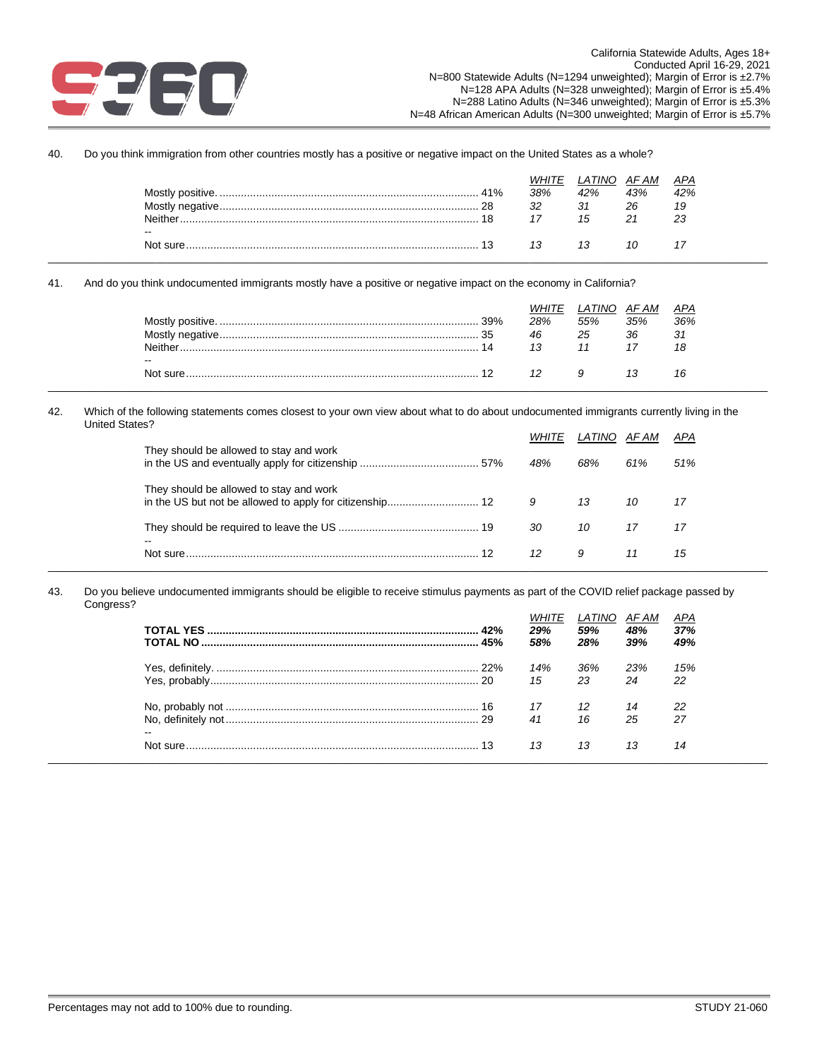California Statewide Adults, Ages 18+
Conducted April 16-29, 2021
N=800 Statewide Adults (N=1294 unweighted); Margin of Error is ±2.7%
N=128 APA Adults (N=328 unweighted); Margin of Error is ±5.4%
N=288 Latino Adults (N=346 unweighted); Margin of Error is ±5.3%
N=48 African American Adults (N=300 unweighted); Margin of Error is ±5.7%

40. Do you think immigration from other countries mostly has a positive or negative impact on the United States as a whole?

| | Total | *WHITE* | *LATINO* | *AF AM* | *APA* |
|---|---|---|---|---|---|
| Mostly positive | 41% | *38%* | *42%* | *43%* | *42%* |
| Mostly negative | 28 | *32* | *31* | *26* | *19* |
| Neither | 18 | *17* | *15* | *21* | *23* |
| -- | | | | | |
| Not sure | 13 | *13* | *13* | *10* | *17* |

41. And do you think undocumented immigrants mostly have a positive or negative impact on the economy in California?

| | Total | *WHITE* | *LATINO* | *AF AM* | *APA* |
|---|---|---|---|---|---|
| Mostly positive | 39% | *28%* | *55%* | *35%* | *36%* |
| Mostly negative | 35 | *46* | *25* | *36* | *31* |
| Neither | 14 | *13* | *11* | *17* | *18* |
| -- | | | | | |
| Not sure | 12 | *12* | *9* | *13* | *16* |

42. Which of the following statements comes closest to your own view about what to do about undocumented immigrants currently living in the United States?

| | Total | *WHITE* | *LATINO* | *AF AM* | *APA* |
|---|---|---|---|---|---|
| They should be allowed to stay and work in the US and eventually apply for citizenship | 57% | *48%* | *68%* | *61%* | *51%* |
| They should be allowed to stay and work in the US but not be allowed to apply for citizenship | 12 | *9* | *13* | *10* | *17* |
| They should be required to leave the US | 19 | *30* | *10* | *17* | *17* |
| -- | | | | | |
| Not sure | 12 | *12* | *9* | *11* | *15* |

43. Do you believe undocumented immigrants should be eligible to receive stimulus payments as part of the COVID relief package passed by Congress?

| | Total | *WHITE* | *LATINO* | *AF AM* | *APA* |
|---|---|---|---|---|---|
| **TOTAL YES** | **42%** | ***29%*** | ***59%*** | ***48%*** | ***37%*** |
| **TOTAL NO** | **45%** | ***58%*** | ***28%*** | ***39%*** | ***49%*** |
| Yes, definitely | 22% | *14%* | *36%* | *23%* | *15%* |
| Yes, probably | 20 | *15* | *23* | *24* | *22* |
| No, probably not | 16 | *17* | *12* | *14* | *22* |
| No, definitely not | 29 | *41* | *16* | *25* | *27* |
| -- | | | | | |
| Not sure | 13 | *13* | *13* | *13* | *14* |

Percentages may not add to 100% due to rounding.

STUDY 21-060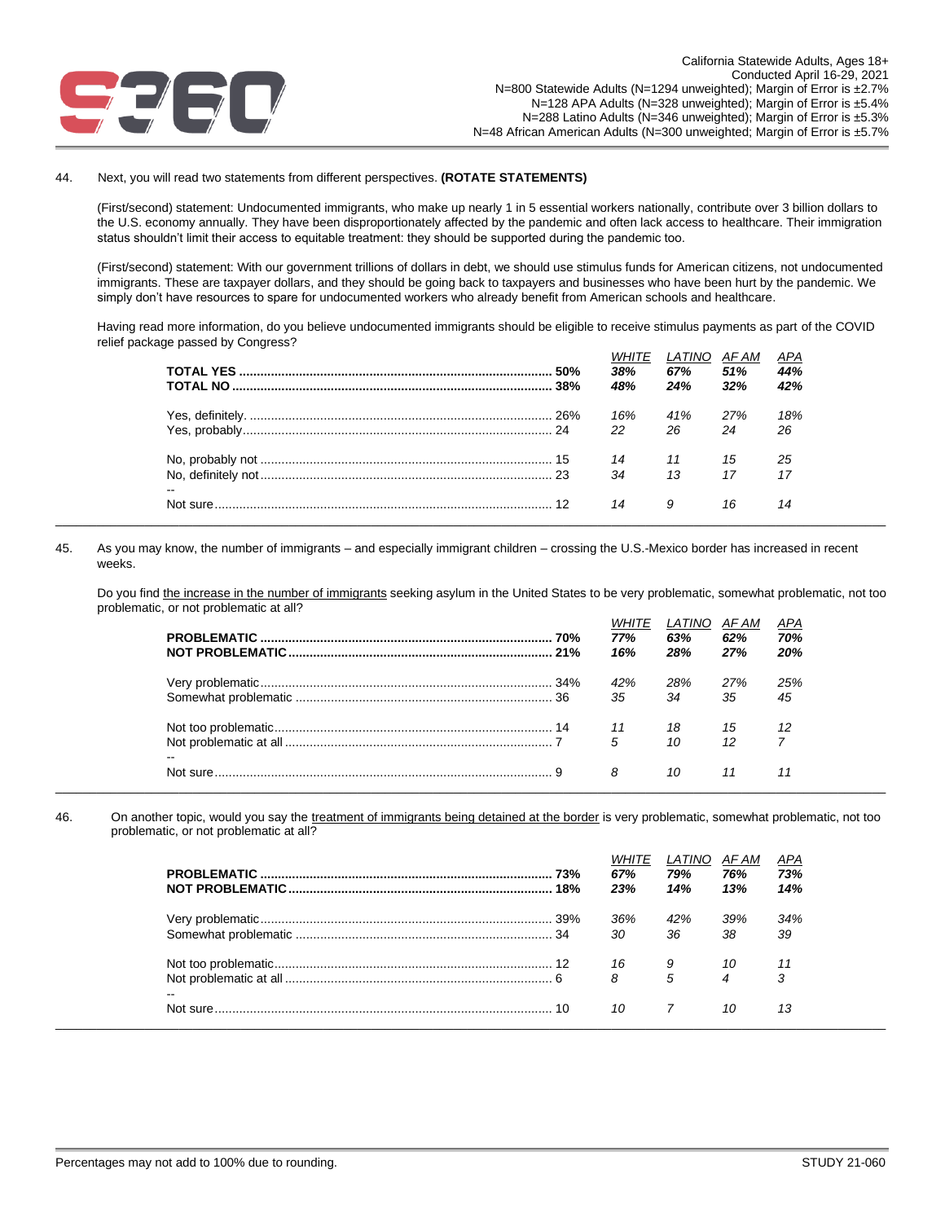California Statewide Adults, Ages 18+
Conducted April 16-29, 2021
N=800 Statewide Adults (N=1294 unweighted); Margin of Error is ±2.7%
N=128 APA Adults (N=328 unweighted); Margin of Error is ±5.4%
N=288 Latino Adults (N=346 unweighted); Margin of Error is ±5.3%
N=48 African American Adults (N=300 unweighted); Margin of Error is ±5.7%

44. Next, you will read two statements from different perspectives. **(ROTATE STATEMENTS)**

(First/second) statement: Undocumented immigrants, who make up nearly 1 in 5 essential workers nationally, contribute over 3 billion dollars to the U.S. economy annually. They have been disproportionately affected by the pandemic and often lack access to healthcare. Their immigration status shouldn't limit their access to equitable treatment: they should be supported during the pandemic too.

(First/second) statement: With our government trillions of dollars in debt, we should use stimulus funds for American citizens, not undocumented immigrants. These are taxpayer dollars, and they should be going back to taxpayers and businesses who have been hurt by the pandemic. We simply don't have resources to spare for undocumented workers who already benefit from American schools and healthcare.

Having read more information, do you believe undocumented immigrants should be eligible to receive stimulus payments as part of the COVID relief package passed by Congress?

| | Total | *WHITE* | *LATINO* | *AF AM* | *APA* |
|---|---|---|---|---|---|
| **TOTAL YES** | **50%** | ***38%*** | ***67%*** | ***51%*** | ***44%*** |
| **TOTAL NO** | **38%** | ***48%*** | ***24%*** | ***32%*** | ***42%*** |
| Yes, definitely | 26% | *16%* | *41%* | *27%* | *18%* |
| Yes, probably | 24 | *22* | *26* | *24* | *26* |
| No, probably not | 15 | *14* | *11* | *15* | *25* |
| No, definitely not | 23 | *34* | *13* | *17* | *17* |
| -- | | | | | |
| Not sure | 12 | *14* | *9* | *16* | *14* |

45. As you may know, the number of immigrants – and especially immigrant children – crossing the U.S.-Mexico border has increased in recent weeks.

Do you find <u>the increase in the number of immigrants</u> seeking asylum in the United States to be very problematic, somewhat problematic, not too problematic, or not problematic at all?

| | Total | *WHITE* | *LATINO* | *AF AM* | *APA* |
|---|---|---|---|---|---|
| **PROBLEMATIC** | **70%** | ***77%*** | ***63%*** | ***62%*** | ***70%*** |
| **NOT PROBLEMATIC** | **21%** | ***16%*** | ***28%*** | ***27%*** | ***20%*** |
| Very problematic | 34% | *42%* | *28%* | *27%* | *25%* |
| Somewhat problematic | 36 | *35* | *34* | *35* | *45* |
| Not too problematic | 14 | *11* | *18* | *15* | *12* |
| Not problematic at all | 7 | *5* | *10* | *12* | *7* |
| -- | | | | | |
| Not sure | 9 | *8* | *10* | *11* | *11* |

46. On another topic, would you say the <u>treatment of immigrants being detained at the border</u> is very problematic, somewhat problematic, not too problematic, or not problematic at all?

| | Total | *WHITE* | *LATINO* | *AF AM* | *APA* |
|---|---|---|---|---|---|
| **PROBLEMATIC** | **73%** | ***67%*** | ***79%*** | ***76%*** | ***73%*** |
| **NOT PROBLEMATIC** | **18%** | ***23%*** | ***14%*** | ***13%*** | ***14%*** |
| Very problematic | 39% | *36%* | *42%* | *39%* | *34%* |
| Somewhat problematic | 34 | *30* | *36* | *38* | *39* |
| Not too problematic | 12 | *16* | *9* | *10* | *11* |
| Not problematic at all | 6 | *8* | *5* | *4* | *3* |
| -- | | | | | |
| Not sure | 10 | *10* | *7* | *10* | *13* |

Percentages may not add to 100% due to rounding.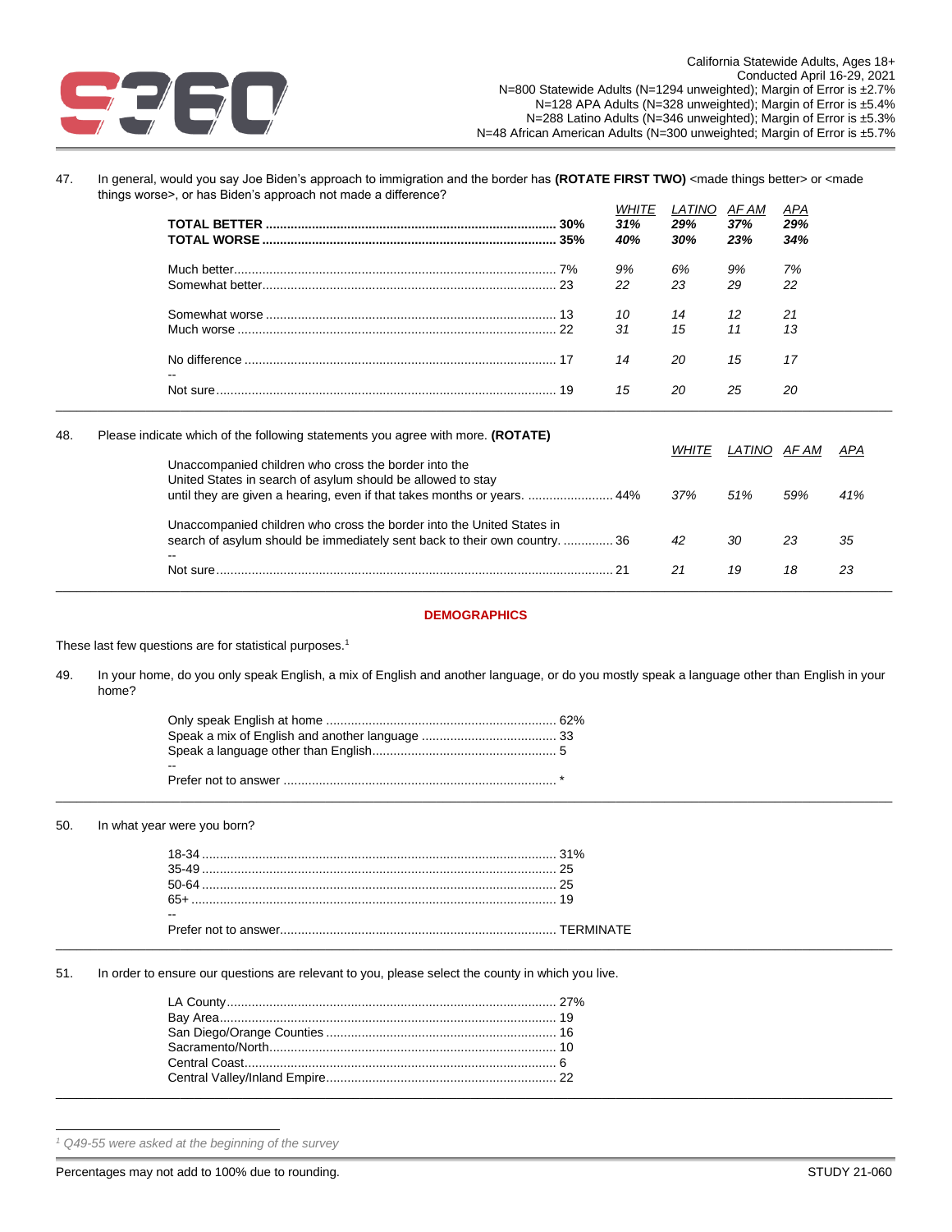47. In general, would you say Joe Biden's approach to immigration and the border has **(ROTATE FIRST TWO)** <made things better> or <made things worse>, or has Biden's approach not made a difference?

| | | *WHITE* | *LATINO* | *AF AM* | *APA* |
|---|---|---|---|---|---|
| **TOTAL BETTER** | **30%** | ***31%*** | ***29%*** | ***37%*** | ***29%*** |
| **TOTAL WORSE** | **35%** | ***40%*** | ***30%*** | ***23%*** | ***34%*** |
| Much better | 7% | *9%* | *6%* | *9%* | *7%* |
| Somewhat better | 23 | *22* | *23* | *29* | *22* |
| Somewhat worse | 13 | *10* | *14* | *12* | *21* |
| Much worse | 22 | *31* | *15* | *11* | *13* |
| No difference | 17 | *14* | *20* | *15* | *17* |
| -- | | | | | |
| Not sure | 19 | *15* | *20* | *25* | *20* |

48. Please indicate which of the following statements you agree with more. **(ROTATE)**

| | | *WHITE* | *LATINO* | *AF AM* | *APA* |
|---|---|---|---|---|---|
| Unaccompanied children who cross the border into the United States in search of asylum should be allowed to stay until they are given a hearing, even if that takes months or years. | 44% | *37%* | *51%* | *59%* | *41%* |
| Unaccompanied children who cross the border into the United States in search of asylum should be immediately sent back to their own country. | 36 | *42* | *30* | *23* | *35* |
| -- | | | | | |
| Not sure | 21 | *21* | *19* | *18* | *23* |

## DEMOGRAPHICS

These last few questions are for statistical purposes.[1]

49. In your home, do you only speak English, a mix of English and another language, or do you mostly speak a language other than English in your home?

| | |
|---|---|
| Only speak English at home | 62% |
| Speak a mix of English and another language | 33 |
| Speak a language other than English | 5 |
| -- | |
| Prefer not to answer | * |

50. In what year were you born?

| | |
|---|---|
| 18-34 | 31% |
| 35-49 | 25 |
| 50-64 | 25 |
| 65+ | 19 |
| -- | |
| Prefer not to answer | TERMINATE |

51. In order to ensure our questions are relevant to you, please select the county in which you live.

| | |
|---|---|
| LA County | 27% |
| Bay Area | 19 |
| San Diego/Orange Counties | 16 |
| Sacramento/North | 10 |
| Central Coast | 6 |
| Central Valley/Inland Empire | 22 |

[1] *Q49-55 were asked at the beginning of the survey*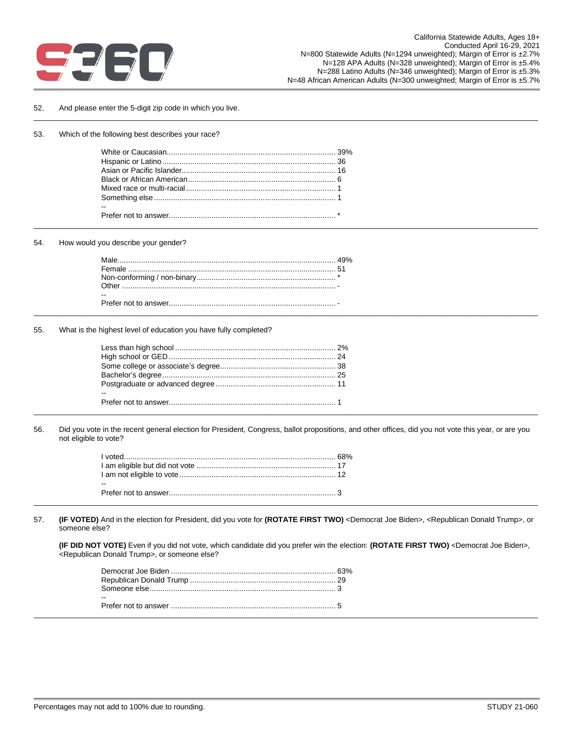California Statewide Adults, Ages 18+
Conducted April 16-29, 2021
N=800 Statewide Adults (N=1294 unweighted); Margin of Error is ±2.7%
N=128 APA Adults (N=328 unweighted); Margin of Error is ±5.4%
N=288 Latino Adults (N=346 unweighted); Margin of Error is ±5.3%
N=48 African American Adults (N=300 unweighted; Margin of Error is ±5.7%

52. And please enter the 5-digit zip code in which you live.

---

53. Which of the following best describes your race?

| | |
|---|---|
| White or Caucasian | 39% |
| Hispanic or Latino | 36 |
| Asian or Pacific Islander | 16 |
| Black or African American | 6 |
| Mixed race or multi-racial | 1 |
| Something else | 1 |
| -- | |
| Prefer not to answer | * |

---

54. How would you describe your gender?

| | |
|---|---|
| Male | 49% |
| Female | 51 |
| Non-conforming / non-binary | * |
| Other | - |
| -- | |
| Prefer not to answer | - |

---

55. What is the highest level of education you have fully completed?

| | |
|---|---|
| Less than high school | 2% |
| High school or GED | 24 |
| Some college or associate's degree | 38 |
| Bachelor's degree | 25 |
| Postgraduate or advanced degree | 11 |
| -- | |
| Prefer not to answer | 1 |

---

56. Did you vote in the recent general election for President, Congress, ballot propositions, and other offices, did you not vote this year, or are you not eligible to vote?

| | |
|---|---|
| I voted | 68% |
| I am eligible but did not vote | 17 |
| I am not eligible to vote | 12 |
| -- | |
| Prefer not to answer | 3 |

---

57. **(IF VOTED)** And in the election for President, did you vote for **(ROTATE FIRST TWO)** <Democrat Joe Biden>, <Republican Donald Trump>, or someone else?

**(IF DID NOT VOTE)** Even if you did not vote, which candidate did you prefer win the election: **(ROTATE FIRST TWO)** <Democrat Joe Biden>, <Republican Donald Trump>, or someone else?

| | |
|---|---|
| Democrat Joe Biden | 63% |
| Republican Donald Trump | 29 |
| Someone else | 3 |
| -- | |
| Prefer not to answer | 5 |

---

Percentages may not add to 100% due to rounding.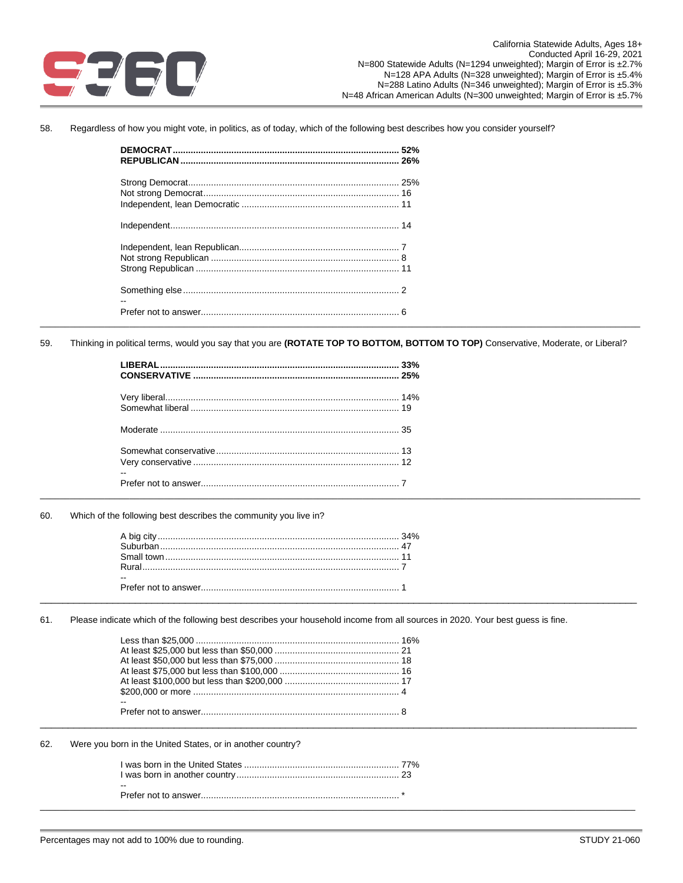58. Regardless of how you might vote, in politics, as of today, which of the following best describes how you consider yourself?

| | |
|---|---|
| **DEMOCRAT** | **52%** |
| **REPUBLICAN** | **26%** |
| Strong Democrat | 25% |
| Not strong Democrat | 16 |
| Independent, lean Democratic | 11 |
| Independent | 14 |
| Independent, lean Republican | 7 |
| Not strong Republican | 8 |
| Strong Republican | 11 |
| Something else | 2 |
| -- | |
| Prefer not to answer | 6 |

59. Thinking in political terms, would you say that you are **(ROTATE TOP TO BOTTOM, BOTTOM TO TOP)** Conservative, Moderate, or Liberal?

| | |
|---|---|
| **LIBERAL** | **33%** |
| **CONSERVATIVE** | **25%** |
| Very liberal | 14% |
| Somewhat liberal | 19 |
| Moderate | 35 |
| Somewhat conservative | 13 |
| Very conservative | 12 |
| -- | |
| Prefer not to answer | 7 |

60. Which of the following best describes the community you live in?

| | |
|---|---|
| A big city | 34% |
| Suburban | 47 |
| Small town | 11 |
| Rural | 7 |
| -- | |
| Prefer not to answer | 1 |

61. Please indicate which of the following best describes your household income from all sources in 2020. Your best guess is fine.

| | |
|---|---|
| Less than $25,000 | 16% |
| At least $25,000 but less than $50,000 | 21 |
| At least $50,000 but less than $75,000 | 18 |
| At least $75,000 but less than $100,000 | 16 |
| At least $100,000 but less than $200,000 | 17 |
| $200,000 or more | 4 |
| -- | |
| Prefer not to answer | 8 |

62. Were you born in the United States, or in another country?

| | |
|---|---|
| I was born in the United States | 77% |
| I was born in another country | 23 |
| -- | |
| Prefer not to answer | * |

Percentages may not add to 100% due to rounding.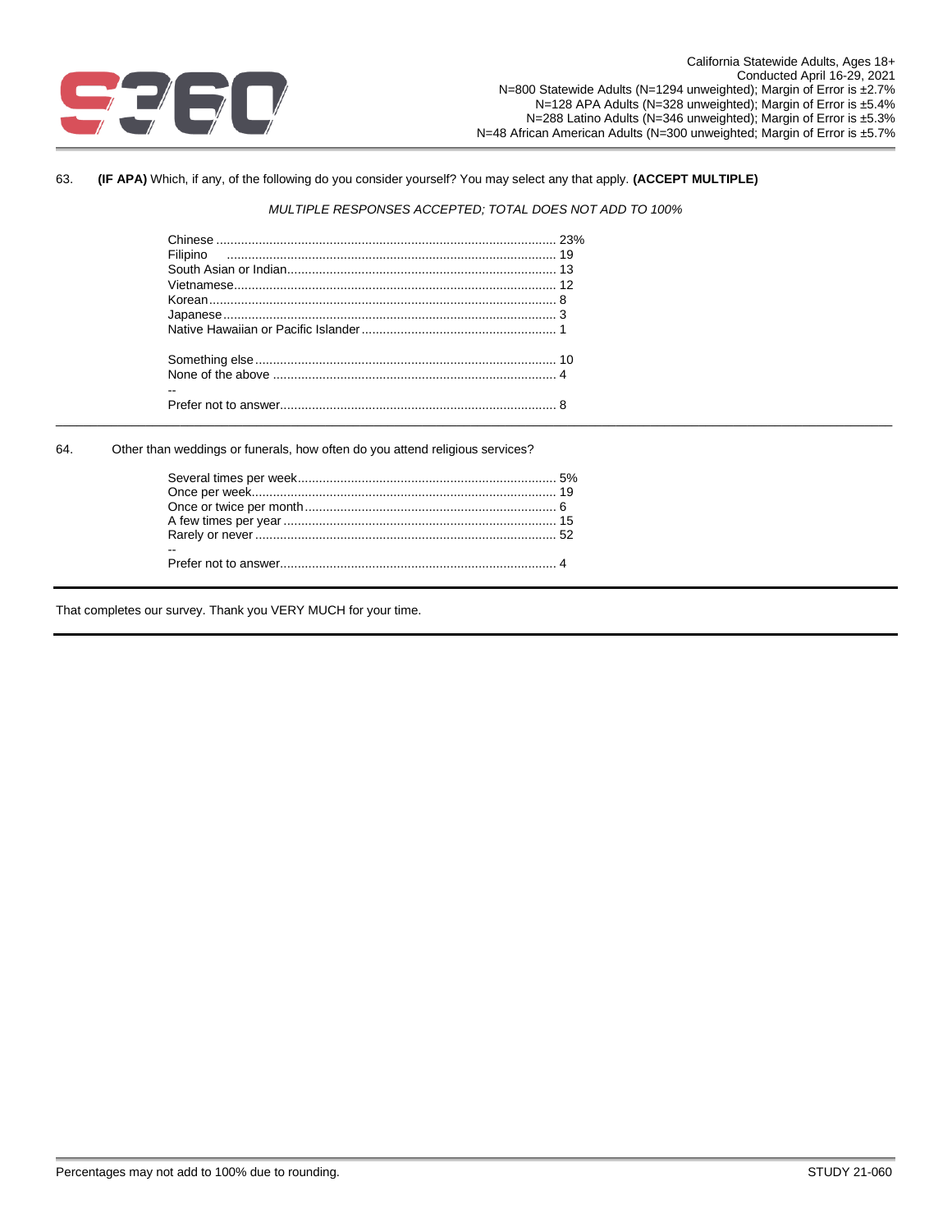63. **(IF APA)** Which, if any, of the following do you consider yourself? You may select any that apply. **(ACCEPT MULTIPLE)**

*MULTIPLE RESPONSES ACCEPTED; TOTAL DOES NOT ADD TO 100%*

| | |
|---|---|
| Chinese | 23% |
| Filipino | 19 |
| South Asian or Indian | 13 |
| Vietnamese | 12 |
| Korean | 8 |
| Japanese | 3 |
| Native Hawaiian or Pacific Islander | 1 |
| Something else | 10 |
| None of the above | 4 |
| -- | |
| Prefer not to answer | 8 |

64. Other than weddings or funerals, how often do you attend religious services?

| | |
|---|---|
| Several times per week | 5% |
| Once per week | 19 |
| Once or twice per month | 6 |
| A few times per year | 15 |
| Rarely or never | 52 |
| -- | |
| Prefer not to answer | 4 |

That completes our survey. Thank you VERY MUCH for your time.